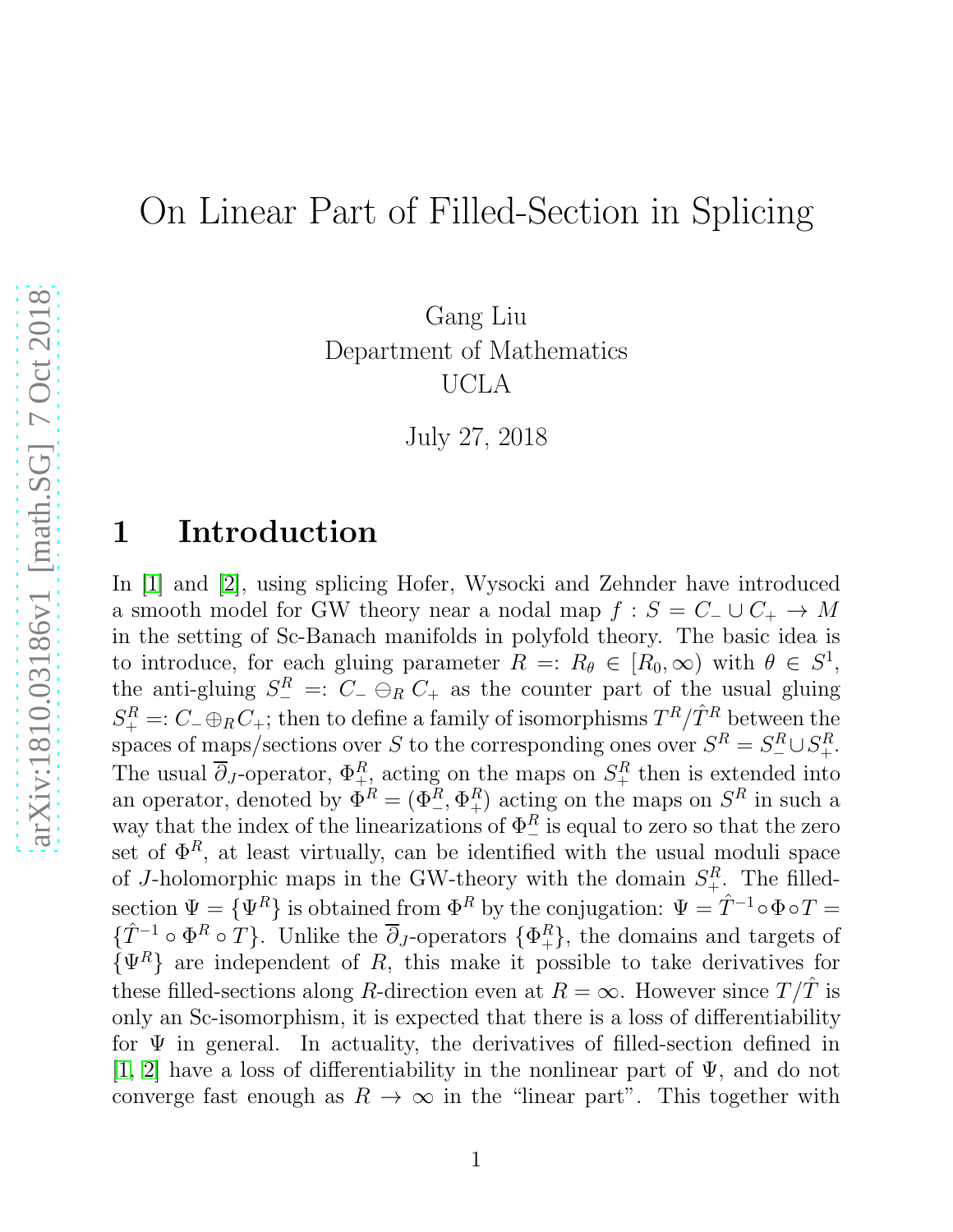# On Linear Part of Filled-Section in Splicing

Gang Liu
Department of Mathematics
UCLA

July 27, 2018

## 1 Introduction

In [1] and [2], using splicing Hofer, Wysocki and Zehnder have introduced a smooth model for GW theory near a nodal map $f : S = C_- \cup C_+ \to M$ in the setting of Sc-Banach manifolds in polyfold theory. The basic idea is to introduce, for each gluing parameter $R =: R_\theta \in [R_0, \infty)$ with $\theta \in S^1$, the anti-gluing $S_-^R =: C_- \ominus_R C_+$ as the counter part of the usual gluing $S_+^R =: C_- \oplus_R C_+$; then to define a family of isomorphisms $T^R/\hat{T}^R$ between the spaces of maps/sections over $S$ to the corresponding ones over $S^R = S_-^R \cup S_+^R$. The usual $\overline{\partial}_J$-operator, $\Phi_+^R$, acting on the maps on $S_+^R$ then is extended into an operator, denoted by $\Phi^R = (\Phi_-^R, \Phi_+^R)$ acting on the maps on $S^R$ in such a way that the index of the linearizations of $\Phi_-^R$ is equal to zero so that the zero set of $\Phi^R$, at least virtually, can be identified with the usual moduli space of $J$-holomorphic maps in the GW-theory with the domain $S_+^R$. The filled-section $\Psi = \{\Psi^R\}$ is obtained from $\Phi^R$ by the conjugation: $\Psi = \hat{T}^{-1} \circ \Phi \circ T = \{\hat{T}^{-1} \circ \Phi^R \circ T\}$. Unlike the $\overline{\partial}_J$-operators $\{\Phi_+^R\}$, the domains and targets of $\{\Psi^R\}$ are independent of $R$, this make it possible to take derivatives for these filled-sections along $R$-direction even at $R = \infty$. However since $T/\hat{T}$ is only an Sc-isomorphism, it is expected that there is a loss of differentiability for $\Psi$ in general. In actuality, the derivatives of filled-section defined in [1, 2] have a loss of differentiability in the nonlinear part of $\Psi$, and do not converge fast enough as $R \to \infty$ in the "linear part". This together with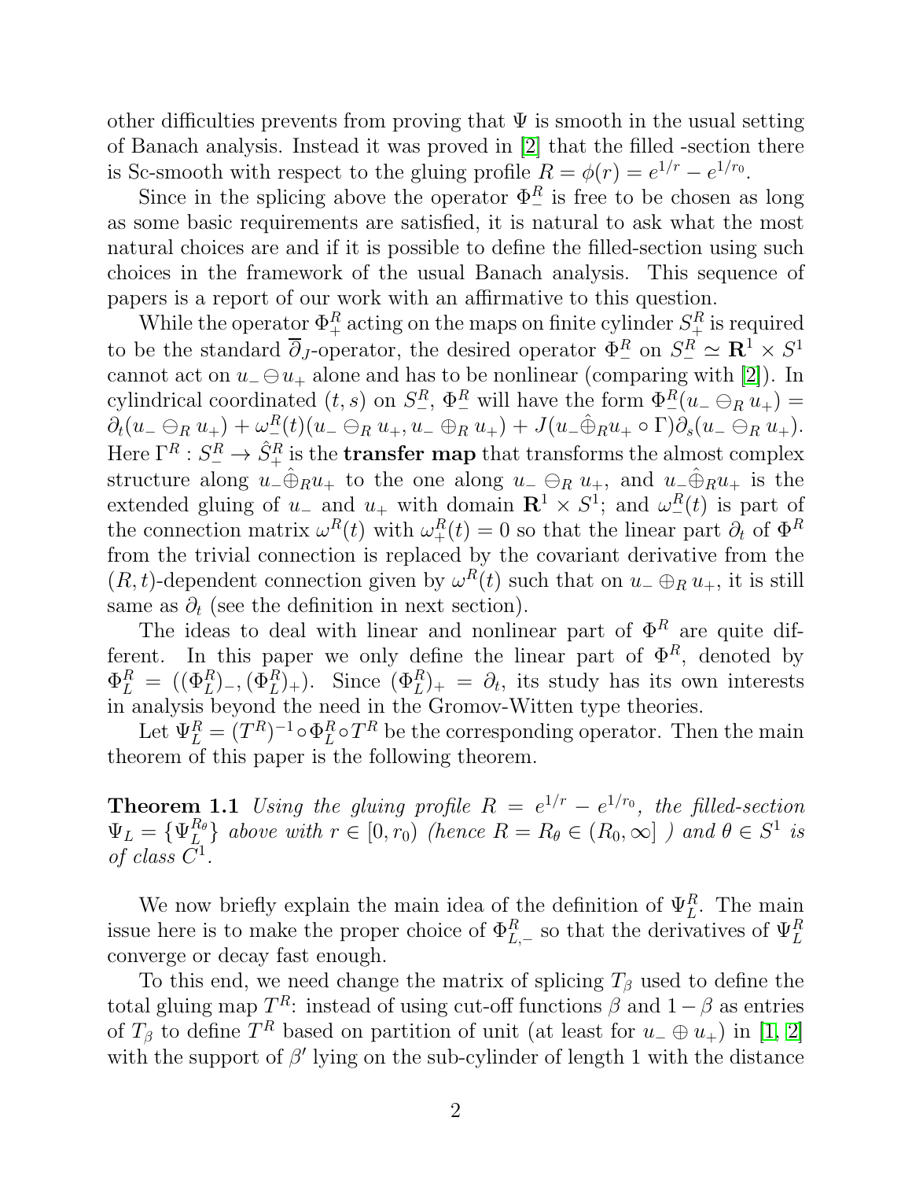other difficulties prevents from proving that $\Psi$ is smooth in the usual setting of Banach analysis. Instead it was proved in [2] that the filled -section there is Sc-smooth with respect to the gluing profile $R = \phi(r) = e^{1/r} - e^{1/r_0}$.

Since in the splicing above the operator $\Phi_-^R$ is free to be chosen as long as some basic requirements are satisfied, it is natural to ask what the most natural choices are and if it is possible to define the filled-section using such choices in the framework of the usual Banach analysis. This sequence of papers is a report of our work with an affirmative to this question.

While the operator $\Phi_+^R$ acting on the maps on finite cylinder $S_+^R$ is required to be the standard $\overline{\partial}_J$-operator, the desired operator $\Phi_-^R$ on $S_-^R \simeq \mathbf{R}^1 \times S^1$ cannot act on $u_- \ominus u_+$ alone and has to be nonlinear (comparing with [2]). In cylindrical coordinated $(t, s)$ on $S_-^R$, $\Phi_-^R$ will have the form $\Phi_-^R(u_- \ominus_R u_+) = \partial_t(u_- \ominus_R u_+) + \omega_-^R(t)(u_- \ominus_R u_+, u_- \oplus_R u_+) + J(u_-\hat{\oplus}_R u_+ \circ \Gamma)\partial_s(u_- \ominus_R u_+)$. Here $\Gamma^R : S_-^R \to \hat{S}_+^R$ is the **transfer map** that transforms the almost complex structure along $u_-\hat{\oplus}_R u_+$ to the one along $u_- \ominus_R u_+$, and $u_-\hat{\oplus}_R u_+$ is the extended gluing of $u_-$ and $u_+$ with domain $\mathbf{R}^1 \times S^1$; and $\omega_-^R(t)$ is part of the connection matrix $\omega^R(t)$ with $\omega_+^R(t) = 0$ so that the linear part $\partial_t$ of $\Phi^R$ from the trivial connection is replaced by the covariant derivative from the $(R, t)$-dependent connection given by $\omega^R(t)$ such that on $u_- \oplus_R u_+$, it is still same as $\partial_t$ (see the definition in next section).

The ideas to deal with linear and nonlinear part of $\Phi^R$ are quite different. In this paper we only define the linear part of $\Phi^R$, denoted by $\Phi_L^R = ((\Phi_L^R)_-, (\Phi_L^R)_+)$. Since $(\Phi_L^R)_+ = \partial_t$, its study has its own interests in analysis beyond the need in the Gromov-Witten type theories.

Let $\Psi_L^R = (T^R)^{-1} \circ \Phi_L^R \circ T^R$ be the corresponding operator. Then the main theorem of this paper is the following theorem.

**Theorem 1.1** *Using the gluing profile $R = e^{1/r} - e^{1/r_0}$, the filled-section $\Psi_L = \{\Psi_L^{R_\theta}\}$ above with $r \in [0, r_0)$ (hence $R = R_\theta \in (R_0, \infty]$ ) and $\theta \in S^1$ is of class $C^1$.*

We now briefly explain the main idea of the definition of $\Psi_L^R$. The main issue here is to make the proper choice of $\Phi_{L,-}^R$ so that the derivatives of $\Psi_L^R$ converge or decay fast enough.

To this end, we need change the matrix of splicing $T_\beta$ used to define the total gluing map $T^R$: instead of using cut-off functions $\beta$ and $1 - \beta$ as entries of $T_\beta$ to define $T^R$ based on partition of unit (at least for $u_- \oplus u_+$) in [1, 2] with the support of $\beta'$ lying on the sub-cylinder of length 1 with the distance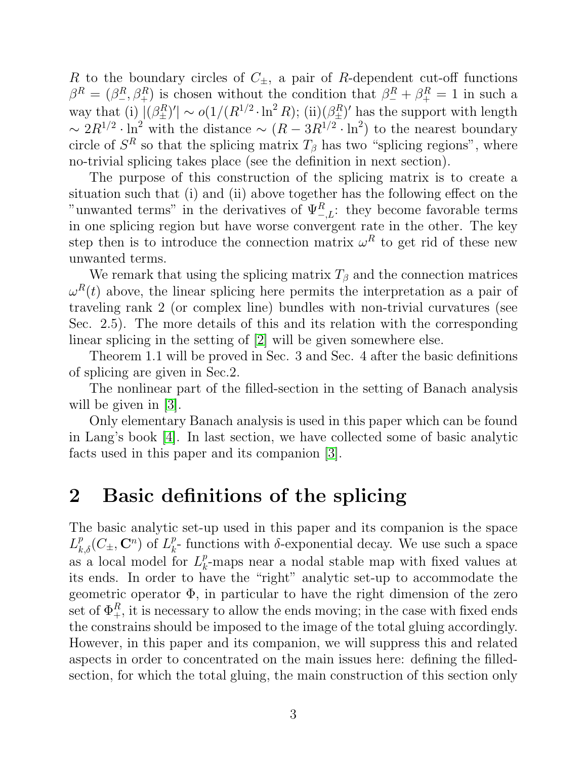$R$ to the boundary circles of $C_{\pm}$, a pair of $R$-dependent cut-off functions $\beta^R = (\beta^R_-, \beta^R_+)$ is chosen without the condition that $\beta^R_- + \beta^R_+ = 1$ in such a way that (i) $|(\beta^R_{\pm})'| \sim o(1/(R^{1/2} \cdot \ln^2 R)$; (ii)$(\beta^R_{\pm})'$ has the support with length $\sim 2R^{1/2} \cdot \ln^2$ with the distance $\sim (R - 3R^{1/2} \cdot \ln^2)$ to the nearest boundary circle of $S^R$ so that the splicing matrix $T_\beta$ has two "splicing regions", where no-trivial splicing takes place (see the definition in next section).

The purpose of this construction of the splicing matrix is to create a situation such that (i) and (ii) above together has the following effect on the "unwanted terms" in the derivatives of $\Psi^R_{-,L}$: they become favorable terms in one splicing region but have worse convergent rate in the other. The key step then is to introduce the connection matrix $\omega^R$ to get rid of these new unwanted terms.

We remark that using the splicing matrix $T_\beta$ and the connection matrices $\omega^R(t)$ above, the linear splicing here permits the interpretation as a pair of traveling rank 2 (or complex line) bundles with non-trivial curvatures (see Sec. 2.5). The more details of this and its relation with the corresponding linear splicing in the setting of [2] will be given somewhere else.

Theorem 1.1 will be proved in Sec. 3 and Sec. 4 after the basic definitions of splicing are given in Sec.2.

The nonlinear part of the filled-section in the setting of Banach analysis will be given in [3].

Only elementary Banach analysis is used in this paper which can be found in Lang's book [4]. In last section, we have collected some of basic analytic facts used in this paper and its companion [3].

## 2 Basic definitions of the splicing

The basic analytic set-up used in this paper and its companion is the space $L^p_{k,\delta}(C_{\pm}, \mathbf{C}^n)$ of $L^p_k$- functions with $\delta$-exponential decay. We use such a space as a local model for $L^p_k$-maps near a nodal stable map with fixed values at its ends. In order to have the "right" analytic set-up to accommodate the geometric operator $\Phi$, in particular to have the right dimension of the zero set of $\Phi^R_+$, it is necessary to allow the ends moving; in the case with fixed ends the constrains should be imposed to the image of the total gluing accordingly. However, in this paper and its companion, we will suppress this and related aspects in order to concentrated on the main issues here: defining the filled-section, for which the total gluing, the main construction of this section only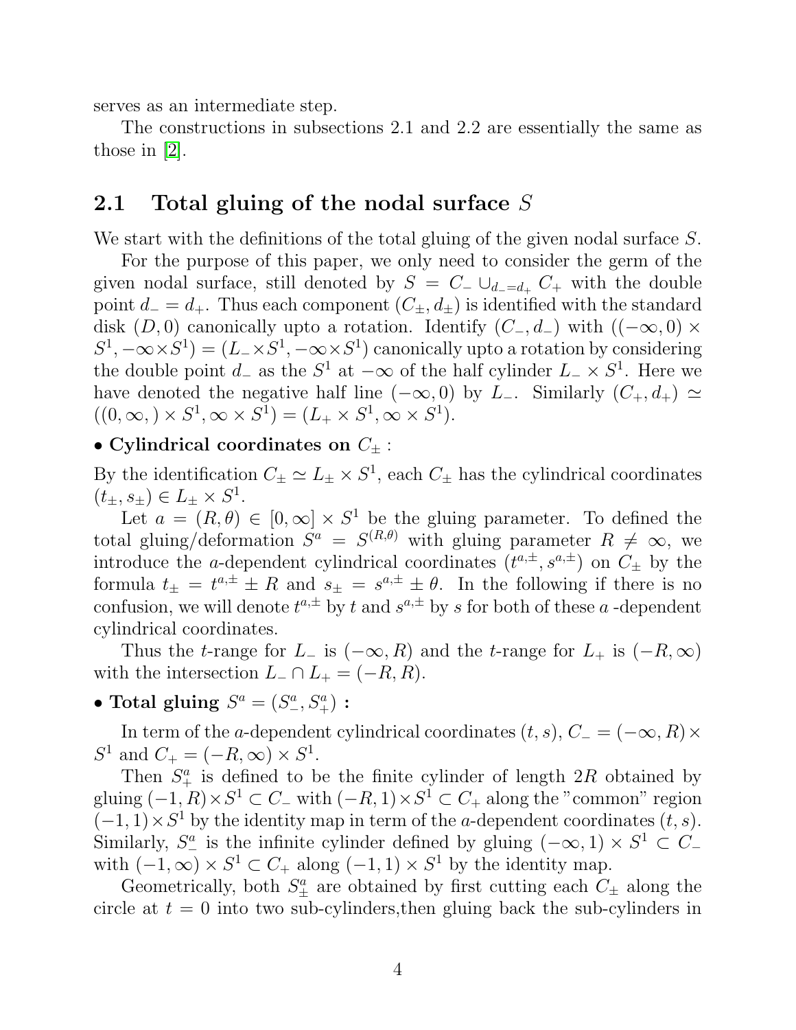serves as an intermediate step.

The constructions in subsections 2.1 and 2.2 are essentially the same as those in [2].

## 2.1 Total gluing of the nodal surface $S$

We start with the definitions of the total gluing of the given nodal surface $S$.

For the purpose of this paper, we only need to consider the germ of the given nodal surface, still denoted by $S = C_- \cup_{d_- = d_+} C_+$ with the double point $d_- = d_+$. Thus each component $(C_\pm, d_\pm)$ is identified with the standard disk $(D, 0)$ canonically upto a rotation. Identify $(C_-, d_-)$ with $((-\infty, 0) \times S^1, -\infty \times S^1) = (L_- \times S^1, -\infty \times S^1)$ canonically upto a rotation by considering the double point $d_-$ as the $S^1$ at $-\infty$ of the half cylinder $L_- \times S^1$. Here we have denoted the negative half line $(-\infty, 0)$ by $L_-$. Similarly $(C_+, d_+) \simeq ((0, \infty, ) \times S^1, \infty \times S^1) = (L_+ \times S^1, \infty \times S^1)$.

**• Cylindrical coordinates on $C_\pm$ :**

By the identification $C_\pm \simeq L_\pm \times S^1$, each $C_\pm$ has the cylindrical coordinates $(t_\pm, s_\pm) \in L_\pm \times S^1$.

Let $a = (R, \theta) \in [0, \infty] \times S^1$ be the gluing parameter. To defined the total gluing/deformation $S^a = S^{(R,\theta)}$ with gluing parameter $R \neq \infty$, we introduce the $a$-dependent cylindrical coordinates $(t^{a,\pm}, s^{a,\pm})$ on $C_\pm$ by the formula $t_\pm = t^{a,\pm} \pm R$ and $s_\pm = s^{a,\pm} \pm \theta$. In the following if there is no confusion, we will denote $t^{a,\pm}$ by $t$ and $s^{a,\pm}$ by $s$ for both of these $a$ -dependent cylindrical coordinates.

Thus the $t$-range for $L_-$ is $(-\infty, R)$ and the $t$-range for $L_+$ is $(-R, \infty)$ with the intersection $L_- \cap L_+ = (-R, R)$.

**• Total gluing $S^a = (S^a_-, S^a_+)$ :**

In term of the $a$-dependent cylindrical coordinates $(t, s)$, $C_- = (-\infty, R) \times S^1$ and $C_+ = (-R, \infty) \times S^1$.

Then $S^a_+$ is defined to be the finite cylinder of length $2R$ obtained by gluing $(-1, R) \times S^1 \subset C_-$ with $(-R, 1) \times S^1 \subset C_+$ along the "common" region $(-1, 1) \times S^1$ by the identity map in term of the $a$-dependent coordinates $(t, s)$. Similarly, $S^a_-$ is the infinite cylinder defined by gluing $(-\infty, 1) \times S^1 \subset C_-$ with $(-1, \infty) \times S^1 \subset C_+$ along $(-1, 1) \times S^1$ by the identity map.

Geometrically, both $S^a_\pm$ are obtained by first cutting each $C_\pm$ along the circle at $t = 0$ into two sub-cylinders,then gluing back the sub-cylinders in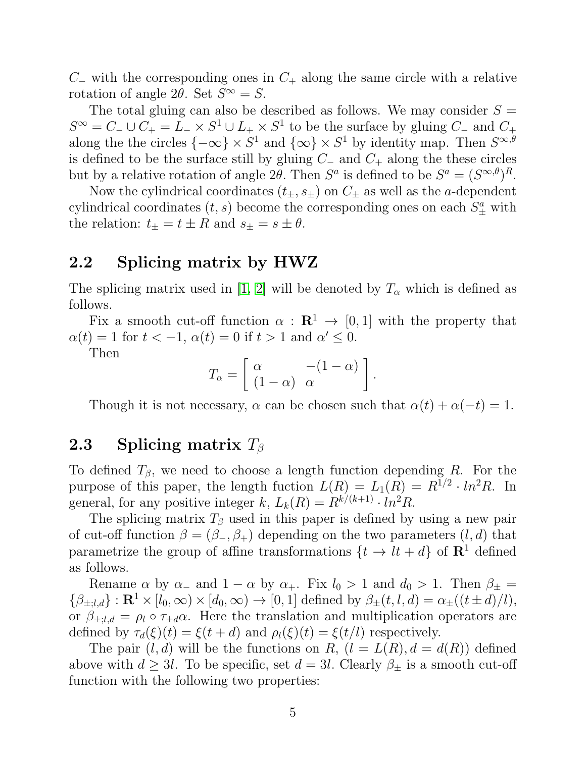$C_-$ with the corresponding ones in $C_+$ along the same circle with a relative rotation of angle $2\theta$. Set $S^\infty = S$.

The total gluing can also be described as follows. We may consider $S = S^\infty = C_- \cup C_+ = L_- \times S^1 \cup L_+ \times S^1$ to be the surface by gluing $C_-$ and $C_+$ along the the circles $\{-\infty\} \times S^1$ and $\{\infty\} \times S^1$ by identity map. Then $S^{\infty,\theta}$ is defined to be the surface still by gluing $C_-$ and $C_+$ along the these circles but by a relative rotation of angle $2\theta$. Then $S^a$ is defined to be $S^a = (S^{\infty,\theta})^R$.

Now the cylindrical coordinates $(t_\pm, s_\pm)$ on $C_\pm$ as well as the $a$-dependent cylindrical coordinates $(t, s)$ become the corresponding ones on each $S^a_\pm$ with the relation: $t_\pm = t \pm R$ and $s_\pm = s \pm \theta$.

## 2.2 Splicing matrix by HWZ

The splicing matrix used in [1, 2] will be denoted by $T_\alpha$ which is defined as follows.

Fix a smooth cut-off function $\alpha : \mathbf{R}^1 \to [0, 1]$ with the property that $\alpha(t) = 1$ for $t < -1$, $\alpha(t) = 0$ if $t > 1$ and $\alpha' \leq 0$.

Then

$$T_\alpha = \begin{bmatrix} \alpha & -(1-\alpha) \\ (1-\alpha) & \alpha \end{bmatrix}.$$

Though it is not necessary, $\alpha$ can be chosen such that $\alpha(t) + \alpha(-t) = 1$.

## 2.3 Splicing matrix $T_\beta$

To defined $T_\beta$, we need to choose a length function depending $R$. For the purpose of this paper, the length fuction $L(R) = L_1(R) = R^{1/2} \cdot ln^2 R$. In general, for any positive integer $k$, $L_k(R) = R^{k/(k+1)} \cdot ln^2 R$.

The splicing matrix $T_\beta$ used in this paper is defined by using a new pair of cut-off function $\beta = (\beta_-, \beta_+)$ depending on the two parameters $(l, d)$ that parametrize the group of affine transformations $\{t \to lt + d\}$ of $\mathbf{R}^1$ defined as follows.

Rename $\alpha$ by $\alpha_-$ and $1 - \alpha$ by $\alpha_+$. Fix $l_0 > 1$ and $d_0 > 1$. Then $\beta_\pm = \{\beta_{\pm;l,d}\} : \mathbf{R}^1 \times [l_0, \infty) \times [d_0, \infty) \to [0, 1]$ defined by $\beta_\pm(t, l, d) = \alpha_\pm((t \pm d)/l)$, or $\beta_{\pm;l,d} = \rho_l \circ \tau_{\pm d}\alpha$. Here the translation and multiplication operators are defined by $\tau_d(\xi)(t) = \xi(t + d)$ and $\rho_l(\xi)(t) = \xi(t/l)$ respectively.

The pair $(l, d)$ will be the functions on $R$, $(l = L(R), d = d(R))$ defined above with $d \geq 3l$. To be specific, set $d = 3l$. Clearly $\beta_\pm$ is a smooth cut-off function with the following two properties: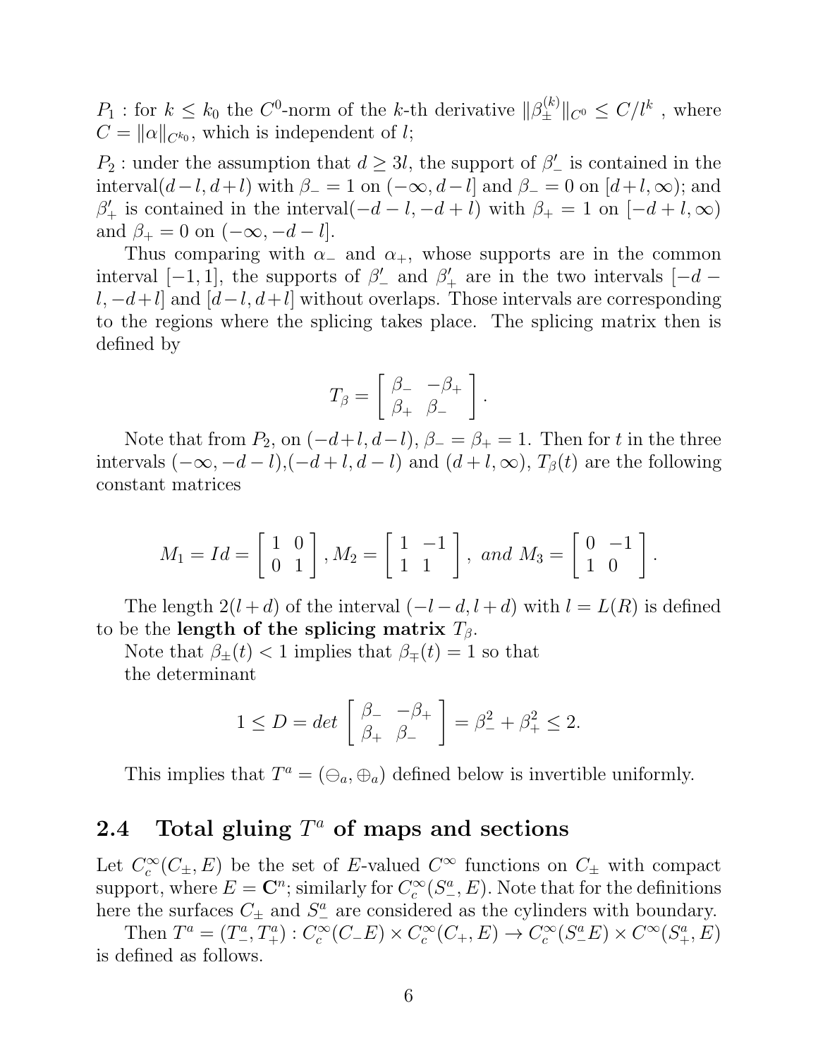$P_1$ : for $k \leq k_0$ the $C^0$-norm of the $k$-th derivative $\|\beta_{\pm}^{(k)}\|_{C^0} \leq C/l^k$ , where $C = \|\alpha\|_{C^{k_0}}$, which is independent of $l$;

$P_2$ : under the assumption that $d \geq 3l$, the support of $\beta_-'$ is contained in the interval$(d-l, d+l)$ with $\beta_- = 1$ on $(-\infty, d-l]$ and $\beta_- = 0$ on $[d+l, \infty)$; and $\beta_+'$ is contained in the interval$(-d-l, -d+l)$ with $\beta_+ = 1$ on $[-d+l, \infty)$ and $\beta_+ = 0$ on $(-\infty, -d-l]$.

Thus comparing with $\alpha_-$ and $\alpha_+$, whose supports are in the common interval $[-1, 1]$, the supports of $\beta_-'$ and $\beta_+'$ are in the two intervals $[-d-l, -d+l]$ and $[d-l, d+l]$ without overlaps. Those intervals are corresponding to the regions where the splicing takes place. The splicing matrix then is defined by

$$T_\beta = \begin{bmatrix} \beta_- & -\beta_+ \\ \beta_+ & \beta_- \end{bmatrix}.$$

Note that from $P_2$, on $(-d+l, d-l)$, $\beta_- = \beta_+ = 1$. Then for $t$ in the three intervals $(-\infty, -d-l)$,$(-d+l, d-l)$ and $(d+l, \infty)$, $T_\beta(t)$ are the following constant matrices

$$M_1 = Id = \begin{bmatrix} 1 & 0 \\ 0 & 1 \end{bmatrix}, M_2 = \begin{bmatrix} 1 & -1 \\ 1 & 1 \end{bmatrix}, \ and \ M_3 = \begin{bmatrix} 0 & -1 \\ 1 & 0 \end{bmatrix}.$$

The length $2(l+d)$ of the interval $(-l-d, l+d)$ with $l = L(R)$ is defined to be the **length of the splicing matrix $T_\beta$**.

Note that $\beta_\pm(t) < 1$ implies that $\beta_\mp(t) = 1$ so that the determinant

$$1 \leq D = det \begin{bmatrix} \beta_- & -\beta_+ \\ \beta_+ & \beta_- \end{bmatrix} = \beta_-^2 + \beta_+^2 \leq 2.$$

This implies that $T^a = (\ominus_a, \oplus_a)$ defined below is invertible uniformly.

## 2.4 Total gluing $T^a$ of maps and sections

Let $C_c^\infty(C_\pm, E)$ be the set of $E$-valued $C^\infty$ functions on $C_\pm$ with compact support, where $E = \mathbf{C}^n$; similarly for $C_c^\infty(S_-^a, E)$. Note that for the definitions here the surfaces $C_\pm$ and $S_-^a$ are considered as the cylinders with boundary.

Then $T^a = (T_-^a, T_+^a) : C_c^\infty(C_- E) \times C_c^\infty(C_+, E) \to C_c^\infty(S_-^a E) \times C^\infty(S_+^a, E)$ is defined as follows.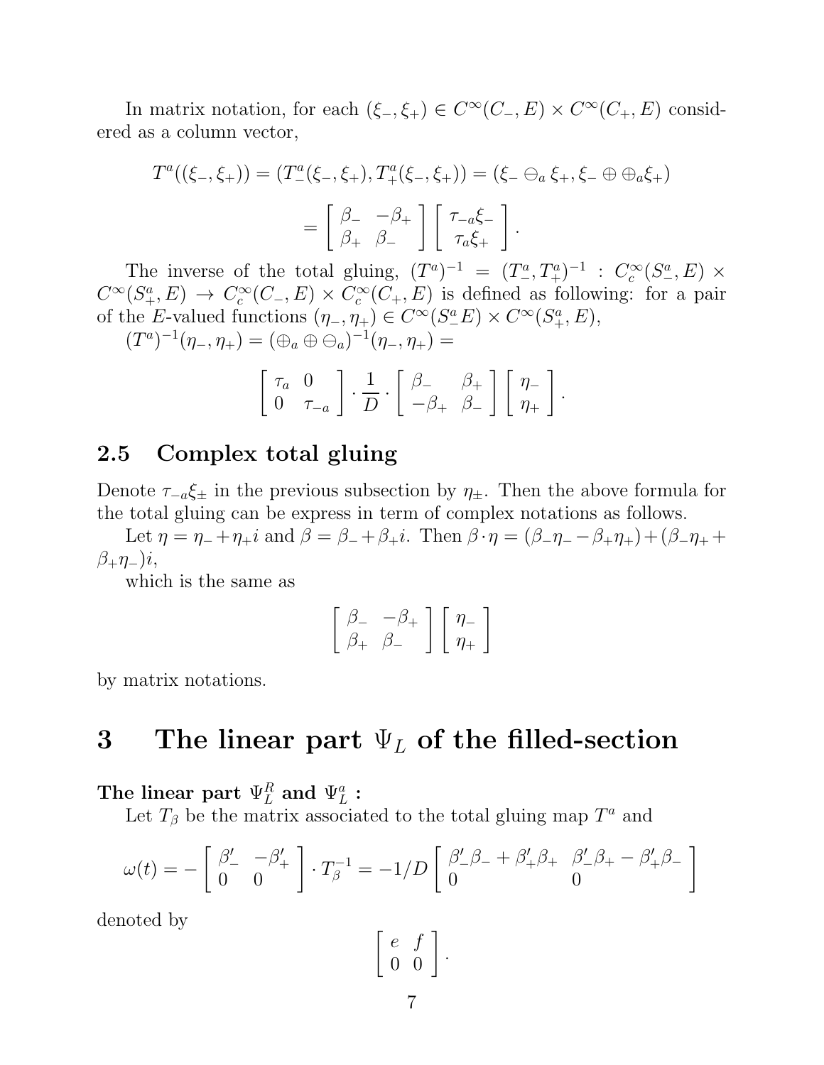In matrix notation, for each $(\xi_-, \xi_+) \in C^\infty(C_-, E) \times C^\infty(C_+, E)$ considered as a column vector,

$$T^a((\xi_-, \xi_+)) = (T^a_-(\xi_-, \xi_+), T^a_+(\xi_-, \xi_+)) = (\xi_- \ominus_a \xi_+, \xi_- \oplus \oplus_a \xi_+)$$

$$= \begin{bmatrix} \beta_- & -\beta_+ \\ \beta_+ & \beta_- \end{bmatrix} \begin{bmatrix} \tau_{-a}\xi_- \\ \tau_a \xi_+ \end{bmatrix}.$$

The inverse of the total gluing, $(T^a)^{-1} = (T^a_-, T^a_+)^{-1} : C^\infty_c(S^a_-, E) \times C^\infty(S^a_+, E) \to C^\infty_c(C_-, E) \times C^\infty_c(C_+, E)$ is defined as following: for a pair of the $E$-valued functions $(\eta_-, \eta_+) \in C^\infty(S^a_- E) \times C^\infty(S^a_+, E)$,

$(T^a)^{-1}(\eta_-, \eta_+) = (\oplus_a \oplus \ominus_a)^{-1}(\eta_-, \eta_+) =$

$$\begin{bmatrix} \tau_a & 0 \\ 0 & \tau_{-a} \end{bmatrix} \cdot \frac{1}{D} \cdot \begin{bmatrix} \beta_- & \beta_+ \\ -\beta_+ & \beta_- \end{bmatrix} \begin{bmatrix} \eta_- \\ \eta_+ \end{bmatrix}.$$

## 2.5 Complex total gluing

Denote $\tau_{-a}\xi_\pm$ in the previous subsection by $\eta_\pm$. Then the above formula for the total gluing can be express in term of complex notations as follows.

Let $\eta = \eta_- + \eta_+ i$ and $\beta = \beta_- + \beta_+ i$. Then $\beta \cdot \eta = (\beta_-\eta_- - \beta_+\eta_+) + (\beta_-\eta_+ + \beta_+\eta_-)i$,

which is the same as

$$\begin{bmatrix} \beta_- & -\beta_+ \\ \beta_+ & \beta_- \end{bmatrix} \begin{bmatrix} \eta_- \\ \eta_+ \end{bmatrix}$$

by matrix notations.

# 3 The linear part $\Psi_L$ of the filled-section

**The linear part $\Psi^R_L$ and $\Psi^a_L$ :**

Let $T_\beta$ be the matrix associated to the total gluing map $T^a$ and

$$\omega(t) = -\begin{bmatrix} \beta'_- & -\beta'_+ \\ 0 & 0 \end{bmatrix} \cdot T_\beta^{-1} = -1/D \begin{bmatrix} \beta'_-\beta_- + \beta'_+\beta_+ & \beta'_-\beta_+ - \beta'_+\beta_- \\ 0 & 0 \end{bmatrix}$$

denoted by

$$\begin{bmatrix} e & f \\ 0 & 0 \end{bmatrix}.$$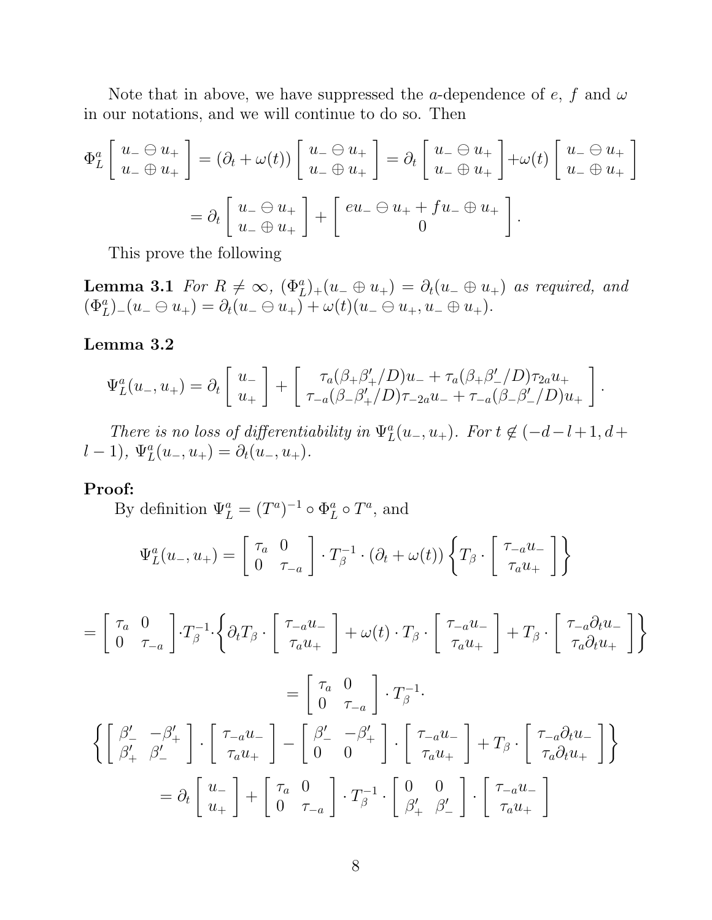Note that in above, we have suppressed the $a$-dependence of $e$, $f$ and $\omega$ in our notations, and we will continue to do so. Then

$$\Phi_L^a \begin{bmatrix} u_- \ominus u_+ \\ u_- \oplus u_+ \end{bmatrix} = (\partial_t + \omega(t)) \begin{bmatrix} u_- \ominus u_+ \\ u_- \oplus u_+ \end{bmatrix} = \partial_t \begin{bmatrix} u_- \ominus u_+ \\ u_- \oplus u_+ \end{bmatrix} + \omega(t) \begin{bmatrix} u_- \ominus u_+ \\ u_- \oplus u_+ \end{bmatrix}$$

$$= \partial_t \begin{bmatrix} u_- \ominus u_+ \\ u_- \oplus u_+ \end{bmatrix} + \begin{bmatrix} eu_- \ominus u_+ + fu_- \oplus u_+ \\ 0 \end{bmatrix}.$$

This prove the following

**Lemma 3.1** *For $R \neq \infty$, $(\Phi_L^a)_+(u_- \oplus u_+) = \partial_t(u_- \oplus u_+)$ as required, and $(\Phi_L^a)_-(u_- \ominus u_+) = \partial_t(u_- \ominus u_+) + \omega(t)(u_- \ominus u_+, u_- \oplus u_+)$.*

**Lemma 3.2**

$$\Psi_L^a(u_-, u_+) = \partial_t \begin{bmatrix} u_- \\ u_+ \end{bmatrix} + \begin{bmatrix} \tau_a(\beta_+ \beta_+'/D)u_- + \tau_a(\beta_+ \beta_-'/D)\tau_{2a} u_+ \\ \tau_{-a}(\beta_- \beta_+'/D)\tau_{-2a} u_- + \tau_{-a}(\beta_- \beta_-'/D)u_+ \end{bmatrix}.$$

*There is no loss of differentiability in $\Psi_L^a(u_-, u_+)$. For $t \notin (-d-l+1, d+l-1)$, $\Psi_L^a(u_-, u_+) = \partial_t(u_-, u_+)$.*

**Proof:**

By definition $\Psi_L^a = (T^a)^{-1} \circ \Phi_L^a \circ T^a$, and

$$\Psi_L^a(u_-, u_+) = \begin{bmatrix} \tau_a & 0 \\ 0 & \tau_{-a} \end{bmatrix} \cdot T_\beta^{-1} \cdot (\partial_t + \omega(t)) \left\{ T_\beta \cdot \begin{bmatrix} \tau_{-a} u_- \\ \tau_a u_+ \end{bmatrix} \right\}$$

$$= \begin{bmatrix} \tau_a & 0 \\ 0 & \tau_{-a} \end{bmatrix} \cdot T_\beta^{-1} \cdot \left\{ \partial_t T_\beta \cdot \begin{bmatrix} \tau_{-a} u_- \\ \tau_a u_+ \end{bmatrix} + \omega(t) \cdot T_\beta \cdot \begin{bmatrix} \tau_{-a} u_- \\ \tau_a u_+ \end{bmatrix} + T_\beta \cdot \begin{bmatrix} \tau_{-a} \partial_t u_- \\ \tau_a \partial_t u_+ \end{bmatrix} \right\}$$

$$= \begin{bmatrix} \tau_a & 0 \\ 0 & \tau_{-a} \end{bmatrix} \cdot T_\beta^{-1} \cdot$$

$$\left\{ \begin{bmatrix} \beta_-' & -\beta_+' \\ \beta_+' & \beta_-' \end{bmatrix} \cdot \begin{bmatrix} \tau_{-a} u_- \\ \tau_a u_+ \end{bmatrix} - \begin{bmatrix} \beta_-' & -\beta_+' \\ 0 & 0 \end{bmatrix} \cdot \begin{bmatrix} \tau_{-a} u_- \\ \tau_a u_+ \end{bmatrix} + T_\beta \cdot \begin{bmatrix} \tau_{-a} \partial_t u_- \\ \tau_a \partial_t u_+ \end{bmatrix} \right\}$$

$$= \partial_t \begin{bmatrix} u_- \\ u_+ \end{bmatrix} + \begin{bmatrix} \tau_a & 0 \\ 0 & \tau_{-a} \end{bmatrix} \cdot T_\beta^{-1} \cdot \begin{bmatrix} 0 & 0 \\ \beta_+' & \beta_-' \end{bmatrix} \cdot \begin{bmatrix} \tau_{-a} u_- \\ \tau_a u_+ \end{bmatrix}$$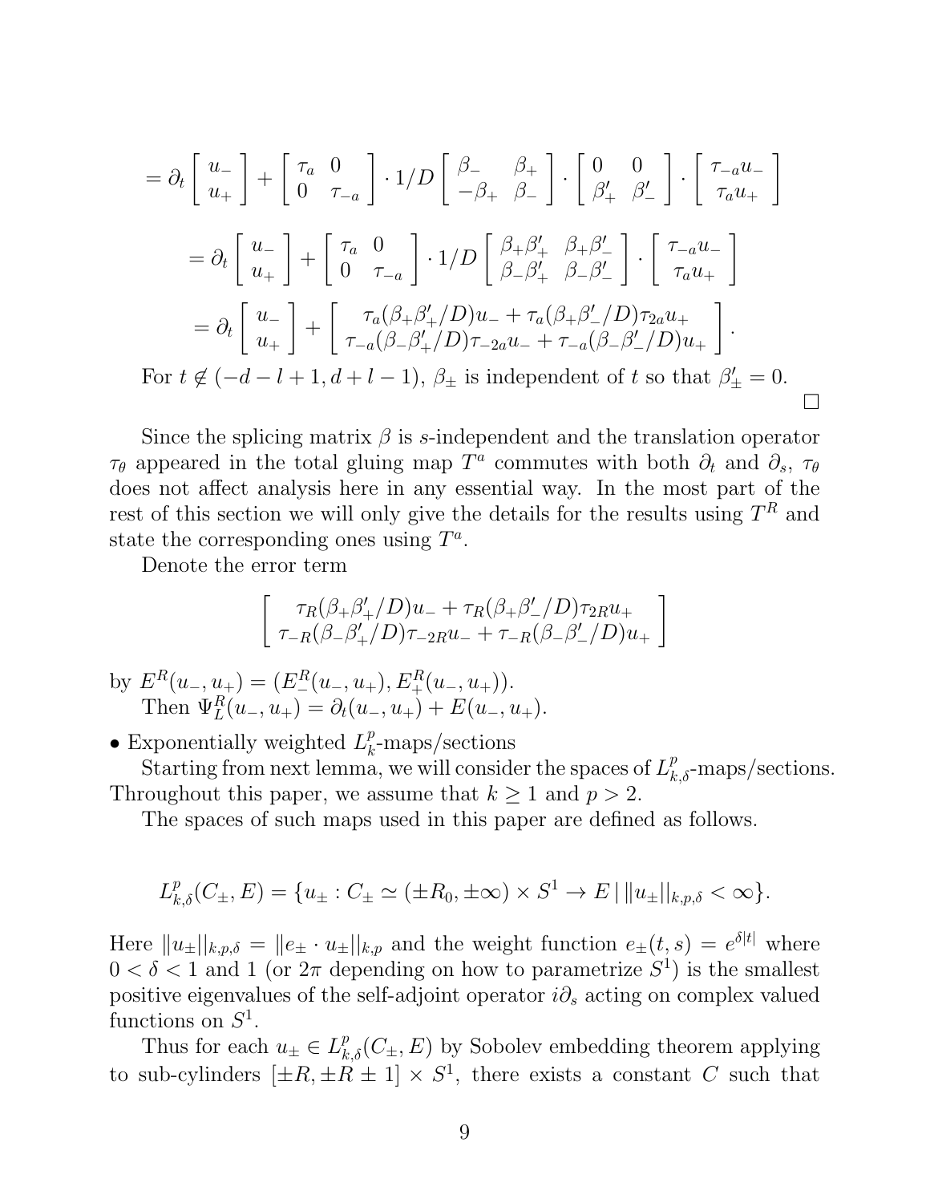$$
= \partial_t \begin{bmatrix} u_- \\ u_+ \end{bmatrix} + \begin{bmatrix} \tau_a & 0 \\ 0 & \tau_{-a} \end{bmatrix} \cdot 1/D \begin{bmatrix} \beta_- & \beta_+ \\ -\beta_+ & \beta_- \end{bmatrix} \cdot \begin{bmatrix} 0 & 0 \\ \beta'_+ & \beta'_- \end{bmatrix} \cdot \begin{bmatrix} \tau_{-a} u_- \\ \tau_a u_+ \end{bmatrix}
$$

$$
= \partial_t \begin{bmatrix} u_- \\ u_+ \end{bmatrix} + \begin{bmatrix} \tau_a & 0 \\ 0 & \tau_{-a} \end{bmatrix} \cdot 1/D \begin{bmatrix} \beta_+\beta'_+ & \beta_+\beta'_- \\ \beta_-\beta'_+ & \beta_-\beta'_- \end{bmatrix} \cdot \begin{bmatrix} \tau_{-a} u_- \\ \tau_a u_+ \end{bmatrix}
$$

$$
= \partial_t \begin{bmatrix} u_- \\ u_+ \end{bmatrix} + \begin{bmatrix} \tau_a(\beta_+\beta'_+/D)u_- + \tau_a(\beta_+\beta'_-/D)\tau_{2a}u_+ \\ \tau_{-a}(\beta_-\beta'_+/D)\tau_{-2a}u_- + \tau_{-a}(\beta_-\beta'_-/D)u_+ \end{bmatrix}.
$$

For $t \notin (-d-l+1, d+l-1)$, $\beta_\pm$ is independent of $t$ so that $\beta'_\pm = 0$. □

Since the splicing matrix $\beta$ is $s$-independent and the translation operator $\tau_\theta$ appeared in the total gluing map $T^a$ commutes with both $\partial_t$ and $\partial_s$, $\tau_\theta$ does not affect analysis here in any essential way. In the most part of the rest of this section we will only give the details for the results using $T^R$ and state the corresponding ones using $T^a$.

Denote the error term

$$
\begin{bmatrix} \tau_R(\beta_+\beta'_+/D)u_- + \tau_R(\beta_+\beta'_-/D)\tau_{2R}u_+ \\ \tau_{-R}(\beta_-\beta'_+/D)\tau_{-2R}u_- + \tau_{-R}(\beta_-\beta'_-/D)u_+ \end{bmatrix}
$$

by $E^R(u_-, u_+) = (E^R_-(u_-, u_+), E^R_+(u_-, u_+))$.

Then $\Psi^R_L(u_-, u_+) = \partial_t(u_-, u_+) + E(u_-, u_+)$.

- Exponentially weighted $L^p_k$-maps/sections

Starting from next lemma, we will consider the spaces of $L^p_{k,\delta}$-maps/sections. Throughout this paper, we assume that $k \geq 1$ and $p > 2$.

The spaces of such maps used in this paper are defined as follows.

$$
L^p_{k,\delta}(C_\pm, E) = \{u_\pm : C_\pm \simeq (\pm R_0, \pm\infty) \times S^1 \to E \mid \|u_\pm\|_{k,p,\delta} < \infty\}.
$$

Here $\|u_\pm\|_{k,p,\delta} = \|e_\pm \cdot u_\pm\|_{k,p}$ and the weight function $e_\pm(t,s) = e^{\delta|t|}$ where $0 < \delta < 1$ and 1 (or $2\pi$ depending on how to parametrize $S^1$) is the smallest positive eigenvalues of the self-adjoint operator $i\partial_s$ acting on complex valued functions on $S^1$.

Thus for each $u_\pm \in L^p_{k,\delta}(C_\pm, E)$ by Sobolev embedding theorem applying to sub-cylinders $[\pm R, \pm R \pm 1] \times S^1$, there exists a constant $C$ such that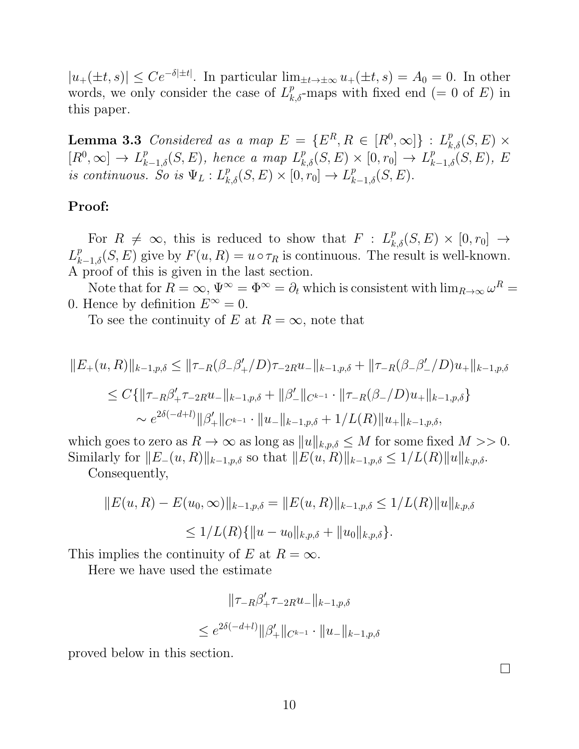$|u_+(\pm t, s)| \leq Ce^{-\delta|\pm t|}$. In particular $\lim_{\pm t\to\pm\infty} u_+(\pm t, s) = A_0 = 0$. In other words, we only consider the case of $L^p_{k,\delta}$-maps with fixed end ($= 0$ of $E$) in this paper.

**Lemma 3.3** *Considered as a map $E = \{E^R, R \in [R^0, \infty]\} : L^p_{k,\delta}(S, E) \times [R^0, \infty] \to L^p_{k-1,\delta}(S, E)$, hence a map $L^p_{k,\delta}(S, E) \times [0, r_0] \to L^p_{k-1,\delta}(S, E)$, $E$ is continuous. So is $\Psi_L : L^p_{k,\delta}(S, E) \times [0, r_0] \to L^p_{k-1,\delta}(S, E)$.*

**Proof:**

For $R \neq \infty$, this is reduced to show that $F : L^p_{k,\delta}(S, E) \times [0, r_0] \to L^p_{k-1,\delta}(S, E)$ give by $F(u, R) = u \circ \tau_R$ is continuous. The result is well-known. A proof of this is given in the last section.

Note that for $R = \infty$, $\Psi^\infty = \Phi^\infty = \partial_t$ which is consistent with $\lim_{R\to\infty} \omega^R = 0$. Hence by definition $E^\infty = 0$.

To see the continuity of $E$ at $R = \infty$, note that

$$\|E_+(u, R)\|_{k-1,p,\delta} \leq \|\tau_{-R}(\beta_-\beta'_+/D)\tau_{-2R}u_-\|_{k-1,p,\delta} + \|\tau_{-R}(\beta_-\beta'_-/D)u_+\|_{k-1,p,\delta}$$

$$\leq C\{\|\tau_{-R}\beta'_+\tau_{-2R}u_-\|_{k-1,p,\delta} + \|\beta'_-\|_{C^{k-1}} \cdot \|\tau_{-R}(\beta_-/D)u_+\|_{k-1,p,\delta}\}$$

$$\sim e^{2\delta(-d+l)}\|\beta'_+\|_{C^{k-1}} \cdot \|u_-\|_{k-1,p,\delta} + 1/L(R)\|u_+\|_{k-1,p,\delta},$$

which goes to zero as $R \to \infty$ as long as $\|u\|_{k,p,\delta} \leq M$ for some fixed $M >> 0$. Similarly for $\|E_-(u, R)\|_{k-1,p,\delta}$ so that $\|E(u, R)\|_{k-1,p,\delta} \leq 1/L(R)\|u\|_{k,p,\delta}$.

Consequently,

$$\|E(u, R) - E(u_0, \infty)\|_{k-1,p,\delta} = \|E(u, R)\|_{k-1,p,\delta} \leq 1/L(R)\|u\|_{k,p,\delta}$$

$$\leq 1/L(R)\{\|u - u_0\|_{k,p,\delta} + \|u_0\|_{k,p,\delta}\}.$$

This implies the continuity of $E$ at $R = \infty$.

Here we have used the estimate

$$\|\tau_{-R}\beta'_+\tau_{-2R}u_-\|_{k-1,p,\delta}$$

$$\leq e^{2\delta(-d+l)}\|\beta'_+\|_{C^{k-1}} \cdot \|u_-\|_{k-1,p,\delta}$$

proved below in this section.

$\square$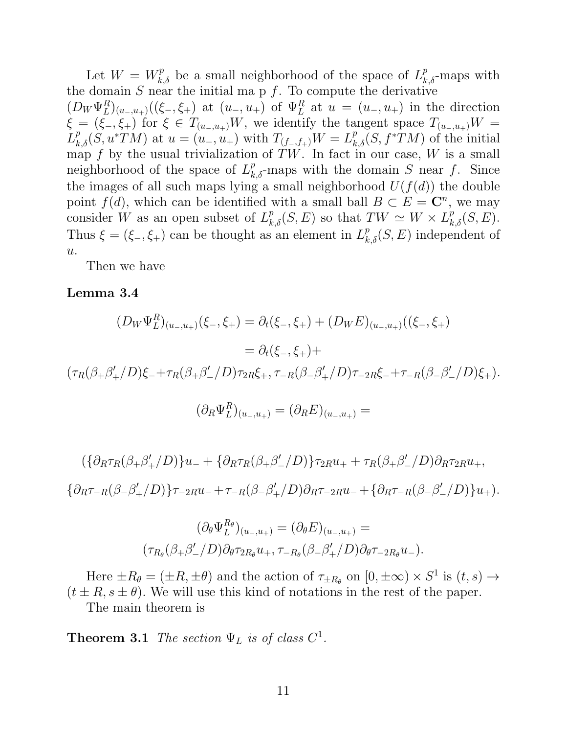Let $W = W^p_{k,\delta}$ be a small neighborhood of the space of $L^p_{k,\delta}$-maps with the domain $S$ near the initial ma p $f$. To compute the derivative $(D_W \Psi^R_L)_{(u_-,u_+)}((\xi_-, \xi_+)$ at $(u_-, u_+)$ of $\Psi^R_L$ at $u = (u_-, u_+)$ in the direction $\xi = (\xi_-, \xi_+)$ for $\xi \in T_{(u_-,u_+)}W$, we identify the tangent space $T_{(u_-,u_+)}W = L^p_{k,\delta}(S, u^*TM)$ at $u = (u_-, u_+)$ with $T_{(f_-,f_+)}W = L^p_{k,\delta}(S, f^*TM)$ of the initial map $f$ by the usual trivialization of $TW$. In fact in our case, $W$ is a small neighborhood of the space of $L^p_{k,\delta}$-maps with the domain $S$ near $f$. Since the images of all such maps lying a small neighborhood $U(f(d))$ the double point $f(d)$, which can be identified with a small ball $B \subset E = \mathbf{C}^n$, we may consider $W$ as an open subset of $L^p_{k,\delta}(S, E)$ so that $TW \simeq W \times L^p_{k,\delta}(S, E)$. Thus $\xi = (\xi_-, \xi_+)$ can be thought as an element in $L^p_{k,\delta}(S, E)$ independent of $u$.

Then we have

**Lemma 3.4**

$$(D_W \Psi^R_L)_{(u_-,u_+)}(\xi_-, \xi_+) = \partial_t(\xi_-, \xi_+) + (D_W E)_{(u_-,u_+)}((\xi_-, \xi_+)$$

$$= \partial_t(\xi_-, \xi_+) +$$

$$(\tau_R(\beta_+\beta'_+/D)\xi_- + \tau_R(\beta_+\beta'_-/D)\tau_{2R}\xi_+, \tau_{-R}(\beta_-\beta'_+/D)\tau_{-2R}\xi_- + \tau_{-R}(\beta_-\beta'_-/D)\xi_+).$$

$$(\partial_R \Psi^R_L)_{(u_-,u_+)} = (\partial_R E)_{(u_-,u_+)} =$$

$$(\{\partial_R \tau_R(\beta_+\beta'_+/D)\}u_- + \{\partial_R \tau_R(\beta_+\beta'_-/D)\}\tau_{2R}u_+ + \tau_R(\beta_+\beta'_-/D)\partial_R \tau_{2R}u_+,$$

$$\{\partial_R \tau_{-R}(\beta_-\beta'_+/D)\}\tau_{-2R}u_- + \tau_{-R}(\beta_-\beta'_+/D)\partial_R \tau_{-2R}u_- + \{\partial_R \tau_{-R}(\beta_-\beta'_-/D)\}u_+).$$

$$(\partial_\theta \Psi^{R_\theta}_L)_{(u_-,u_+)} = (\partial_\theta E)_{(u_-,u_+)} =$$
$$(\tau_{R_\theta}(\beta_+\beta'_-/D)\partial_\theta \tau_{2R_\theta}u_+, \tau_{-R_\theta}(\beta_-\beta'_+/D)\partial_\theta \tau_{-2R_\theta}u_-).$$

Here $\pm R_\theta = (\pm R, \pm\theta)$ and the action of $\tau_{\pm R_\theta}$ on $[0, \pm\infty) \times S^1$ is $(t, s) \to (t \pm R, s \pm \theta)$. We will use this kind of notations in the rest of the paper.

The main theorem is

**Theorem 3.1** *The section $\Psi_L$ is of class $C^1$.*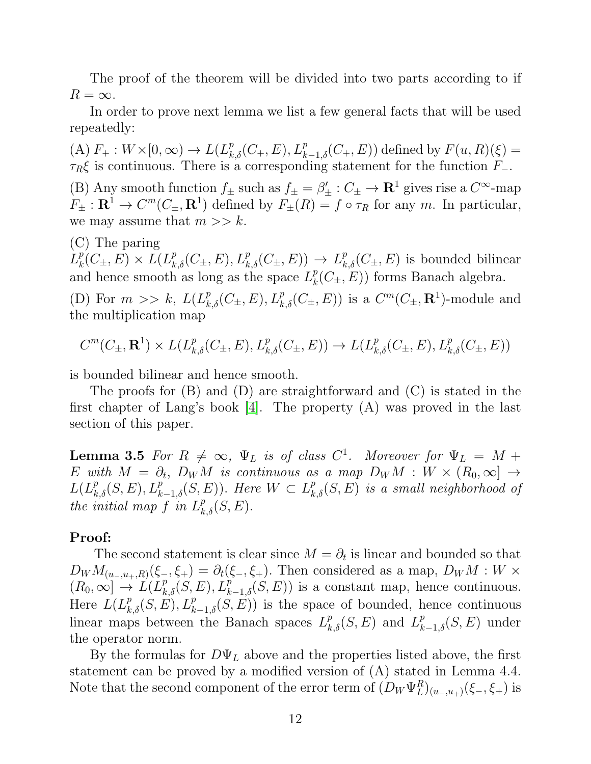The proof of the theorem will be divided into two parts according to if $R = \infty$.

In order to prove next lemma we list a few general facts that will be used repeatedly:

(A) $F_+ : W \times [0, \infty) \to L(L^p_{k,\delta}(C_+, E), L^p_{k-1,\delta}(C_+, E))$ defined by $F(u, R)(\xi) = \tau_R \xi$ is continuous. There is a corresponding statement for the function $F_-$.

(B) Any smooth function $f_\pm$ such as $f_\pm = \beta'_\pm : C_\pm \to \mathbf{R}^1$ gives rise a $C^\infty$-map $F_\pm : \mathbf{R}^1 \to C^m(C_\pm, \mathbf{R}^1)$ defined by $F_\pm(R) = f \circ \tau_R$ for any $m$. In particular, we may assume that $m >> k$.

(C) The paring $L^p_k(C_\pm, E) \times L(L^p_{k,\delta}(C_\pm, E), L^p_{k,\delta}(C_\pm, E)) \to L^p_{k,\delta}(C_\pm, E)$ is bounded bilinear and hence smooth as long as the space $L^p_k(C_\pm, E))$ forms Banach algebra.

(D) For $m >> k$, $L(L^p_{k,\delta}(C_\pm, E), L^p_{k,\delta}(C_\pm, E))$ is a $C^m(C_\pm, \mathbf{R}^1)$-module and the multiplication map

$$C^m(C_\pm, \mathbf{R}^1) \times L(L^p_{k,\delta}(C_\pm, E), L^p_{k,\delta}(C_\pm, E)) \to L(L^p_{k,\delta}(C_\pm, E), L^p_{k,\delta}(C_\pm, E))$$

is bounded bilinear and hence smooth.

The proofs for (B) and (D) are straightforward and (C) is stated in the first chapter of Lang's book [4]. The property (A) was proved in the last section of this paper.

**Lemma 3.5** *For $R \neq \infty$, $\Psi_L$ is of class $C^1$. Moreover for $\Psi_L = M + E$ with $M = \partial_t$, $D_W M$ is continuous as a map $D_W M : W \times (R_0, \infty] \to L(L^p_{k,\delta}(S, E), L^p_{k-1,\delta}(S, E))$. Here $W \subset L^p_{k,\delta}(S, E)$ is a small neighborhood of the initial map $f$ in $L^p_{k,\delta}(S, E)$.*

**Proof:**

The second statement is clear since $M = \partial_t$ is linear and bounded so that $D_W M_{(u_-, u_+, R)}(\xi_-, \xi_+) = \partial_t(\xi_-, \xi_+)$. Then considered as a map, $D_W M : W \times (R_0, \infty] \to L(L^p_{k,\delta}(S, E), L^p_{k-1,\delta}(S, E))$ is a constant map, hence continuous. Here $L(L^p_{k,\delta}(S, E), L^p_{k-1,\delta}(S, E))$ is the space of bounded, hence continuous linear maps between the Banach spaces $L^p_{k,\delta}(S, E)$ and $L^p_{k-1,\delta}(S, E)$ under the operator norm.

By the formulas for $D\Psi_L$ above and the properties listed above, the first statement can be proved by a modified version of (A) stated in Lemma 4.4. Note that the second component of the error term of $(D_W \Psi^R_L)_{(u_-, u_+)}(\xi_-, \xi_+)$ is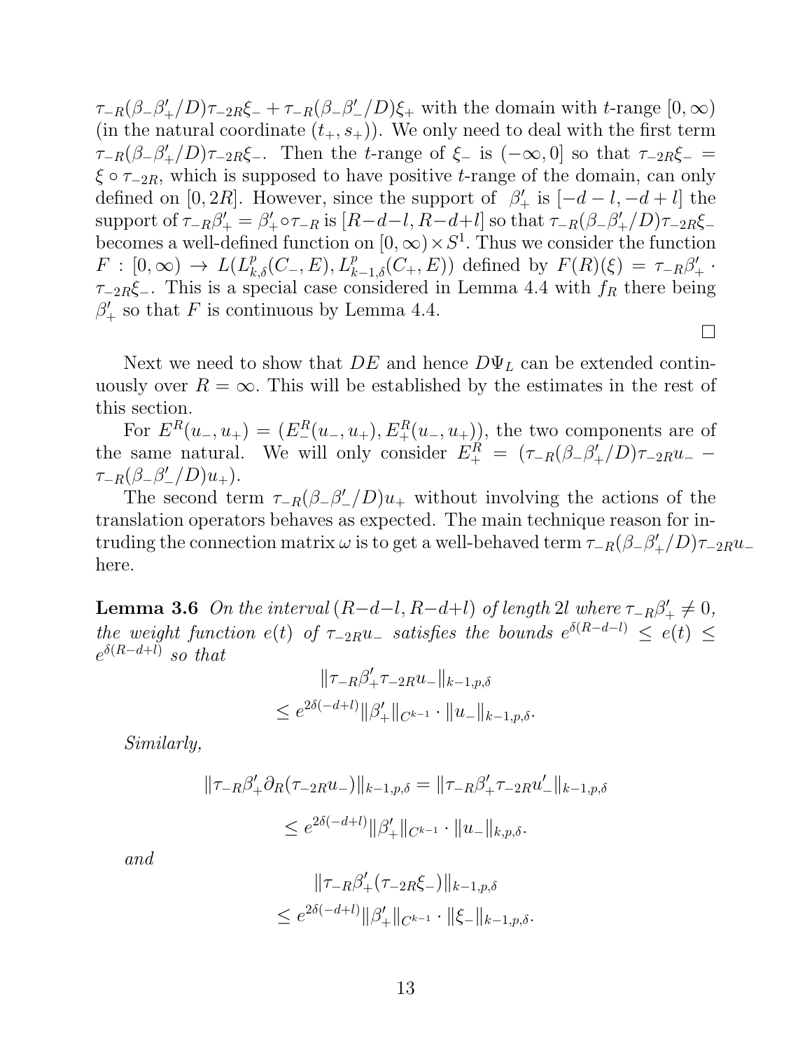$\tau_{-R}(\beta_-\beta'_+/D)\tau_{-2R}\xi_- + \tau_{-R}(\beta_-\beta'_-/D)\xi_+$ with the domain with $t$-range $[0,\infty)$ (in the natural coordinate $(t_+, s_+)$). We only need to deal with the first term $\tau_{-R}(\beta_-\beta'_+/D)\tau_{-2R}\xi_-$. Then the $t$-range of $\xi_-$ is $(-\infty, 0]$ so that $\tau_{-2R}\xi_- = \xi\circ\tau_{-2R}$, which is supposed to have positive $t$-range of the domain, can only defined on $[0, 2R]$. However, since the support of $\beta'_+$ is $[-d-l, -d+l]$ the support of $\tau_{-R}\beta'_+ = \beta'_+\circ\tau_{-R}$ is $[R-d-l, R-d+l]$ so that $\tau_{-R}(\beta_-\beta'_+/D)\tau_{-2R}\xi_-$ becomes a well-defined function on $[0,\infty)\times S^1$. Thus we consider the function $F : [0,\infty) \to L(L^p_{k,\delta}(C_-, E), L^p_{k-1,\delta}(C_+, E))$ defined by $F(R)(\xi) = \tau_{-R}\beta'_+ \cdot \tau_{-2R}\xi_-$. This is a special case considered in Lemma 4.4 with $f_R$ there being $\beta'_+$ so that $F$ is continuous by Lemma 4.4.

□

Next we need to show that $DE$ and hence $D\Psi_L$ can be extended continuously over $R = \infty$. This will be established by the estimates in the rest of this section.

For $E^R(u_-, u_+) = (E^R_-(u_-, u_+), E^R_+(u_-, u_+))$, the two components are of the same natural. We will only consider $E^R_+ = (\tau_{-R}(\beta_-\beta'_+/D)\tau_{-2R}u_- - \tau_{-R}(\beta_-\beta'_-/D)u_+)$.

The second term $\tau_{-R}(\beta_-\beta'_-/D)u_+$ without involving the actions of the translation operators behaves as expected. The main technique reason for intruding the connection matrix $\omega$ is to get a well-behaved term $\tau_{-R}(\beta_-\beta'_+/D)\tau_{-2R}u_-$ here.

**Lemma 3.6** *On the interval $(R-d-l, R-d+l)$ of length $2l$ where $\tau_{-R}\beta'_+ \neq 0$, the weight function $e(t)$ of $\tau_{-2R}u_-$ satisfies the bounds $e^{\delta(R-d-l)} \leq e(t) \leq e^{\delta(R-d+l)}$ so that*

$$\|\tau_{-R}\beta'_+\tau_{-2R}u_-\|_{k-1,p,\delta}$$
$$\leq e^{2\delta(-d+l)}\|\beta'_+\|_{C^{k-1}}\cdot\|u_-\|_{k-1,p,\delta}.$$

*Similarly,*

$$\|\tau_{-R}\beta'_+\partial_R(\tau_{-2R}u_-)\|_{k-1,p,\delta} = \|\tau_{-R}\beta'_+\tau_{-2R}u'_-\|_{k-1,p,\delta}$$

$$\leq e^{2\delta(-d+l)}\|\beta'_+\|_{C^{k-1}}\cdot\|u_-\|_{k,p,\delta}.$$

*and*

$$\|\tau_{-R}\beta'_+(\tau_{-2R}\xi_-)\|_{k-1,p,\delta}$$
$$\leq e^{2\delta(-d+l)}\|\beta'_+\|_{C^{k-1}}\cdot\|\xi_-\|_{k-1,p,\delta}.$$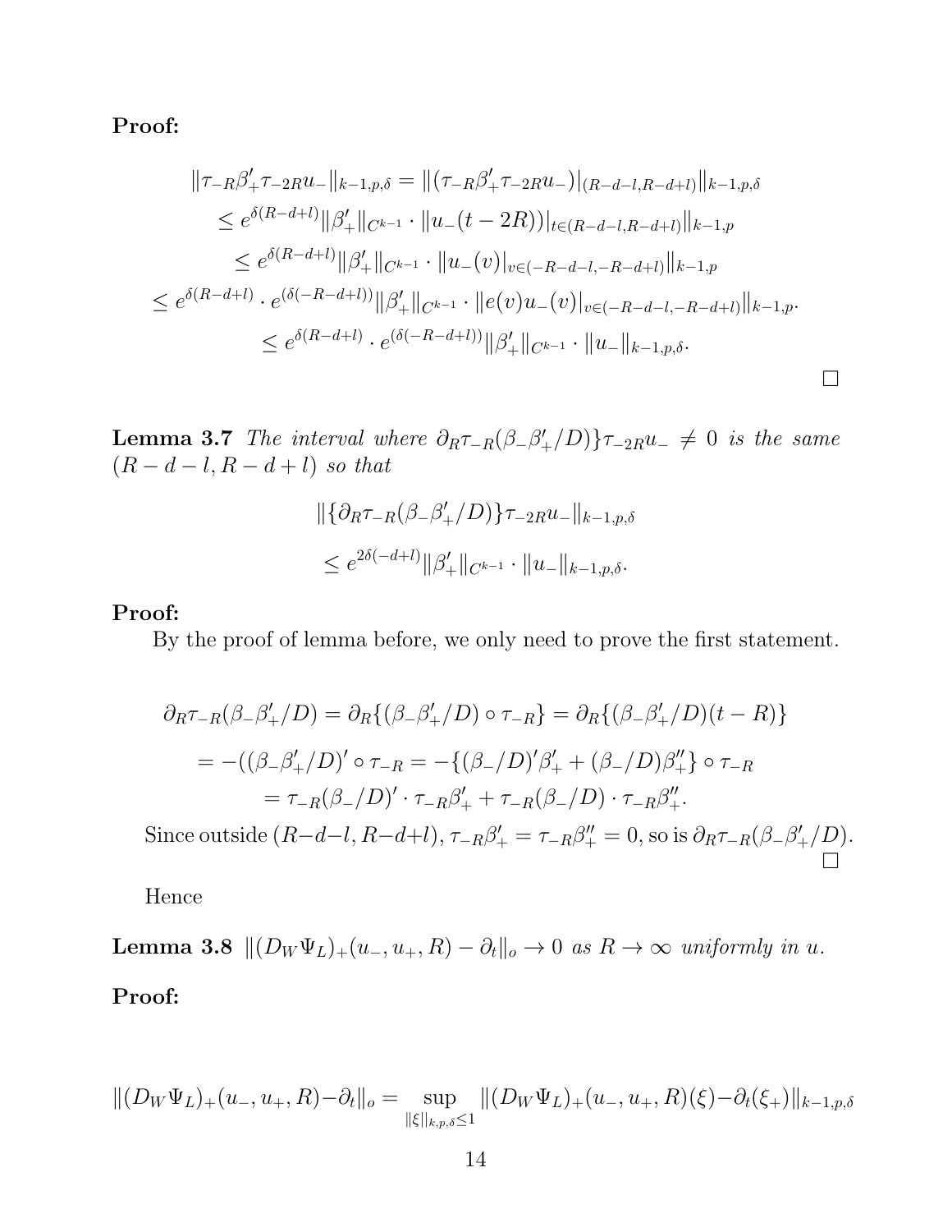**Proof:**

$$
\begin{aligned}
\|\tau_{-R}\beta'_+\tau_{-2R}u_-\|_{k-1,p,\delta} &= \|(\tau_{-R}\beta'_+\tau_{-2R}u_-)|_{(R-d-l,R-d+l)}\|_{k-1,p,\delta} \\
&\leq e^{\delta(R-d+l)}\|\beta'_+\|_{C^{k-1}} \cdot \|u_-(t-2R))|_{t\in(R-d-l,R-d+l)}\|_{k-1,p} \\
&\leq e^{\delta(R-d+l)}\|\beta'_+\|_{C^{k-1}} \cdot \|u_-(v)|_{v\in(-R-d-l,-R-d+l)}\|_{k-1,p} \\
&\leq e^{\delta(R-d+l)} \cdot e^{(\delta(-R-d+l))}\|\beta'_+\|_{C^{k-1}} \cdot \|e(v)u_-(v)|_{v\in(-R-d-l,-R-d+l)}\|_{k-1,p}. \\
&\leq e^{\delta(R-d+l)} \cdot e^{(\delta(-R-d+l))}\|\beta'_+\|_{C^{k-1}} \cdot \|u_-\|_{k-1,p,\delta}.
\end{aligned}
$$

□

**Lemma 3.7** *The interval where $\partial_R\tau_{-R}(\beta_-\beta'_+/D)\}\tau_{-2R}u_- \neq 0$ is the same $(R-d-l, R-d+l)$ so that*

$$
\|\{\partial_R\tau_{-R}(\beta_-\beta'_+/D)\}\tau_{-2R}u_-\|_{k-1,p,\delta}
$$

$$
\leq e^{2\delta(-d+l)}\|\beta'_+\|_{C^{k-1}} \cdot \|u_-\|_{k-1,p,\delta}.
$$

**Proof:**

By the proof of lemma before, we only need to prove the first statement.

$$
\begin{aligned}
\partial_R\tau_{-R}(\beta_-\beta'_+/D) &= \partial_R\{(\beta_-\beta'_+/D)\circ\tau_{-R}\} = \partial_R\{(\beta_-\beta'_+/D)(t-R)\} \\
&= -((\beta_-\beta'_+/D)'\circ\tau_{-R} = -\{(\beta_-/D)'\beta'_+ + (\beta_-/D)\beta''_+\}\circ\tau_{-R} \\
&= \tau_{-R}(\beta_-/D)'\cdot\tau_{-R}\beta'_+ + \tau_{-R}(\beta_-/D)\cdot\tau_{-R}\beta''_+.
\end{aligned}
$$

Since outside $(R-d-l, R-d+l)$, $\tau_{-R}\beta'_+ = \tau_{-R}\beta''_+ = 0$, so is $\partial_R\tau_{-R}(\beta_-\beta'_+/D)$. □

Hence

**Lemma 3.8** $\|(D_W\Psi_L)_+(u_-,u_+,R) - \partial_t\|_o \to 0$ *as $R\to\infty$ uniformly in $u$.*

**Proof:**

$$
\|(D_W\Psi_L)_+(u_-,u_+,R)-\partial_t\|_o = \sup_{\|\xi\|_{k,p,\delta}\leq 1}\|(D_W\Psi_L)_+(u_-,u_+,R)(\xi)-\partial_t(\xi_+)\|_{k-1,p,\delta}
$$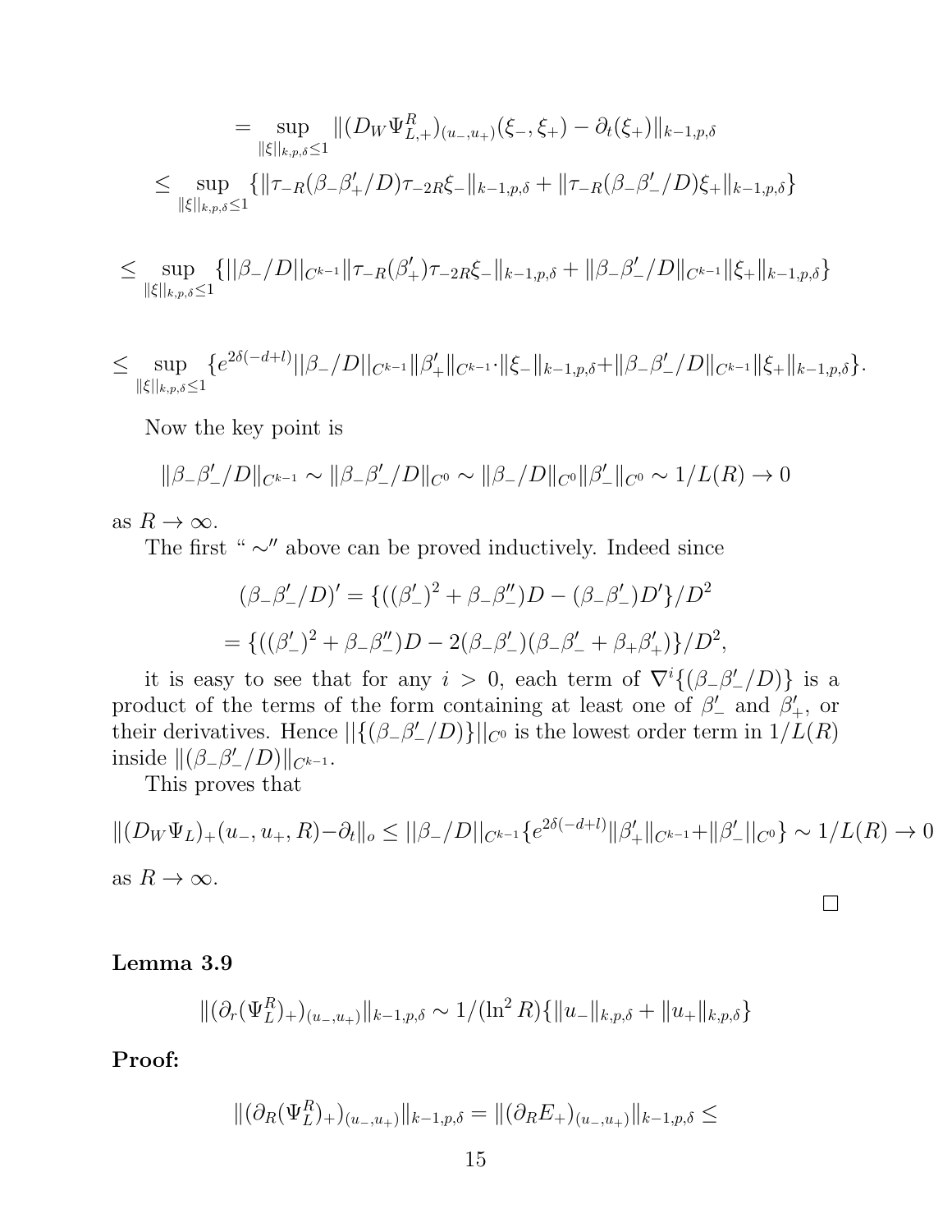$$= \sup_{\|\xi\|_{k,p,\delta}\leq 1} \|(D_W\Psi^R_{L,+})_{(u_-,u_+)}(\xi_-,\xi_+) - \partial_t(\xi_+)\|_{k-1,p,\delta}$$

$$\leq \sup_{\|\xi\|_{k,p,\delta}\leq 1} \{\|\tau_{-R}(\beta_-\beta'_+/D)\tau_{-2R}\xi_-\|_{k-1,p,\delta} + \|\tau_{-R}(\beta_-\beta'_-/D)\xi_+\|_{k-1,p,\delta}\}$$

$$\leq \sup_{\|\xi\|_{k,p,\delta}\leq 1} \{||\beta_-/D||_{C^{k-1}}\|\tau_{-R}(\beta'_+)\tau_{-2R}\xi_-\|_{k-1,p,\delta} + \|\beta_-\beta'_-/D\|_{C^{k-1}}\|\xi_+\|_{k-1,p,\delta}\}$$

$$\leq \sup_{\|\xi\|_{k,p,\delta}\leq 1} \{e^{2\delta(-d+l)}||\beta_-/D||_{C^{k-1}}\|\beta'_+\|_{C^{k-1}}\cdot\|\xi_-\|_{k-1,p,\delta}+\|\beta_-\beta'_-/D\|_{C^{k-1}}\|\xi_+\|_{k-1,p,\delta}\}.$$

Now the key point is

$$\|\beta_-\beta'_-/D\|_{C^{k-1}} \sim \|\beta_-\beta'_-/D\|_{C^0} \sim \|\beta_-/D\|_{C^0}\|\beta'_-\|_{C^0} \sim 1/L(R) \to 0$$

as $R\to\infty$.

The first " $\sim$" above can be proved inductively. Indeed since

$$(\beta_-\beta'_-/D)' = \{((\beta'_-)^2 + \beta_-\beta''_-)D - (\beta_-\beta'_-)D'\}/D^2$$

$$= \{((\beta'_-)^2 + \beta_-\beta''_-)D - 2(\beta_-\beta'_-)(\beta_-\beta'_- + \beta_+\beta'_+)\}/D^2,$$

it is easy to see that for any $i > 0$, each term of $\nabla^i\{(\beta_-\beta'_-/D)\}$ is a product of the terms of the form containing at least one of $\beta'_-$ and $\beta'_+$, or their derivatives. Hence $||\{(\beta_-\beta'_-/D)\}||_{C^0}$ is the lowest order term in $1/L(R)$ inside $\|(\beta_-\beta'_-/D)\|_{C^{k-1}}$.

This proves that

$$\|(D_W\Psi_L)_+(u_-,u_+,R)-\partial_t\|_o \leq ||\beta_-/D||_{C^{k-1}}\{e^{2\delta(-d+l)}\|\beta'_+\|_{C^{k-1}}+\|\beta'_-||_{C^0}\} \sim 1/L(R) \to 0$$

as $R\to\infty$.

□

**Lemma 3.9**

$$\|(\partial_r(\Psi^R_L)_+)_{(u_-,u_+)}\|_{k-1,p,\delta} \sim 1/(\ln^2 R)\{\|u_-\|_{k,p,\delta} + \|u_+\|_{k,p,\delta}\}$$

**Proof:**

$$\|(\partial_R(\Psi^R_L)_+)_{(u_-,u_+)}\|_{k-1,p,\delta} = \|(\partial_R E_+)_{(u_-,u_+)}\|_{k-1,p,\delta} \leq$$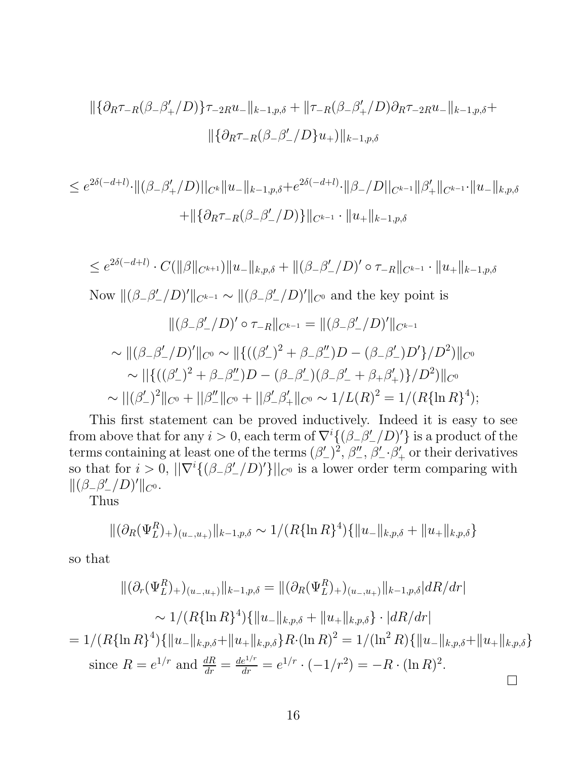$$\|\{\partial_R \tau_{-R}(\beta_- \beta'_+/D)\}\tau_{-2R} u_-\|_{k-1,p,\delta} + \|\tau_{-R}(\beta_- \beta'_+/D)\partial_R \tau_{-2R} u_-\|_{k-1,p,\delta} +$$
$$\|\{\partial_R \tau_{-R}(\beta_- \beta'_-/D\} u_+)\|_{k-1,p,\delta}$$

$$\leq e^{2\delta(-d+l)} \cdot \|(\beta_- \beta'_+/D)||_{C^k} \|u_-\|_{k-1,p,\delta} + e^{2\delta(-d+l)} \cdot \|\beta_-/D||_{C^{k-1}} \|\beta'_+\|_{C^{k-1}} \cdot \|u_-\|_{k,p,\delta}$$
$$+ \|\{\partial_R \tau_{-R}(\beta_- \beta'_-/D)\}\|_{C^{k-1}} \cdot \|u_+\|_{k-1,p,\delta}$$

$$\leq e^{2\delta(-d+l)} \cdot C(\|\beta\|_{C^{k+1}})\|u_-\|_{k,p,\delta} + \|(\beta_- \beta'_-/D)' \circ \tau_{-R}\|_{C^{k-1}} \cdot \|u_+\|_{k-1,p,\delta}$$

Now $\|(\beta_- \beta'_-/D)'\|_{C^{k-1}} \sim \|(\beta_- \beta'_-/D)'\|_{C^0}$ and the key point is

$$\|(\beta_- \beta'_-/D)' \circ \tau_{-R}\|_{C^{k-1}} = \|(\beta_- \beta'_-/D)'\|_{C^{k-1}}$$
$$\sim \|(\beta_- \beta'_-/D)'\|_{C^0} \sim \|\{((\beta'_-)^2 + \beta_- \beta''_-)D - (\beta_- \beta'_-)D'\}/D^2)\|_{C^0}$$
$$\sim ||\{((\beta'_-)^2 + \beta_- \beta''_-)D - (\beta_- \beta'_-)(\beta_- \beta'_- + \beta_+ \beta'_+)\}/D^2)\|_{C^0}$$
$$\sim ||(\beta'_-)^2\|_{C^0} + ||\beta''_-\|_{C^0} + ||\beta'_- \beta'_+\|_{C^0} \sim 1/L(R)^2 = 1/(R\{\ln R\}^4);$$

This first statement can be proved inductively. Indeed it is easy to see from above that for any $i > 0$, each term of $\nabla^i\{(\beta_- \beta'_-/D)'\}$ is a product of the terms containing at least one of the terms $(\beta'_-)^2$, $\beta''_-$, $\beta'_- \cdot \beta'_+$ or their derivatives so that for $i > 0$, $||\nabla^i\{(\beta_- \beta'_-/D)'\}||_{C^0}$ is a lower order term comparing with $\|(\beta_- \beta'_-/D)'\|_{C^0}$.

Thus

$$\|(\partial_R (\Psi^R_L)_+)_{(u_-,u_+)}\|_{k-1,p,\delta} \sim 1/(R\{\ln R\}^4)\{\|u_-\|_{k,p,\delta} + \|u_+\|_{k,p,\delta}\}$$

so that

$$\|(\partial_r (\Psi^R_L)_+)_{(u_-,u_+)}\|_{k-1,p,\delta} = \|(\partial_R (\Psi^R_L)_+)_{(u_-,u_+)}\|_{k-1,p,\delta} |dR/dr|$$
$$\sim 1/(R\{\ln R\}^4)\{\|u_-\|_{k,p,\delta} + \|u_+\|_{k,p,\delta}\} \cdot |dR/dr|$$
$$= 1/(R\{\ln R\}^4)\{\|u_-\|_{k,p,\delta} + \|u_+\|_{k,p,\delta}\} R \cdot (\ln R)^2 = 1/(\ln^2 R)\{\|u_-\|_{k,p,\delta} + \|u_+\|_{k,p,\delta}\}$$

since $R = e^{1/r}$ and $\frac{dR}{dr} = \frac{de^{1/r}}{dr} = e^{1/r} \cdot (-1/r^2) = -R \cdot (\ln R)^2$.

□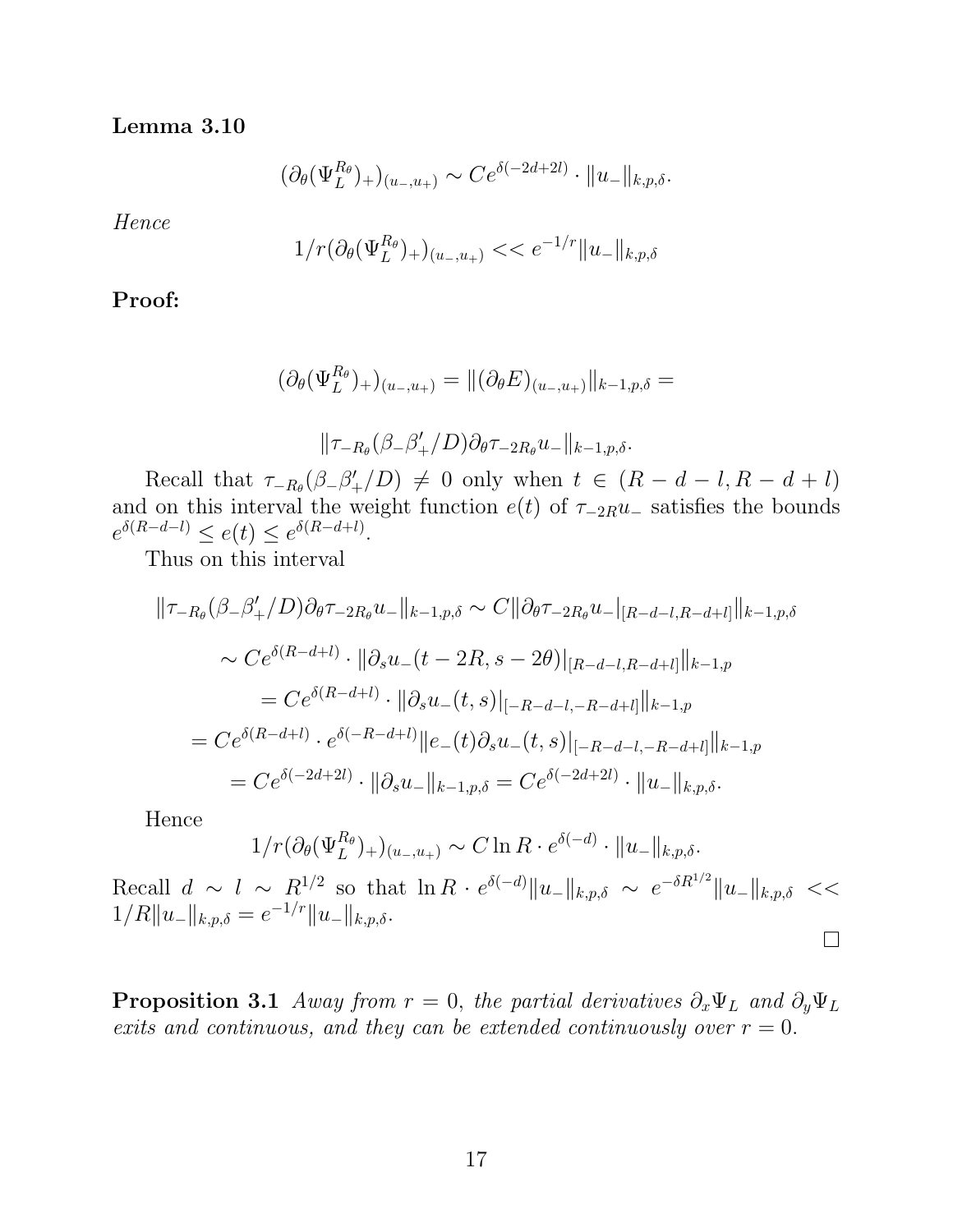**Lemma 3.10**

$$(\partial_\theta(\Psi_L^{R_\theta})_+)_{(u_-,u_+)} \sim Ce^{\delta(-2d+2l)} \cdot \|u_-\|_{k,p,\delta}.$$

*Hence*

$$1/r(\partial_\theta(\Psi_L^{R_\theta})_+)_{(u_-,u_+)} << e^{-1/r}\|u_-\|_{k,p,\delta}$$

**Proof:**

$$(\partial_\theta(\Psi_L^{R_\theta})_+)_{(u_-,u_+)} = \|(\partial_\theta E)_{(u_-,u_+)}\|_{k-1,p,\delta} =$$

$$\|\tau_{-R_\theta}(\beta_-\beta_+'/D)\partial_\theta\tau_{-2R_\theta}u_-\|_{k-1,p,\delta}.$$

Recall that $\tau_{-R_\theta}(\beta_-\beta_+'/D) \neq 0$ only when $t \in (R-d-l, R-d+l)$ and on this interval the weight function $e(t)$ of $\tau_{-2R}u_-$ satisfies the bounds $e^{\delta(R-d-l)} \leq e(t) \leq e^{\delta(R-d+l)}$.

Thus on this interval

$$\begin{aligned}
\|\tau_{-R_\theta}(\beta_-\beta_+'/D)\partial_\theta\tau_{-2R_\theta}u_-\|_{k-1,p,\delta} &\sim C\|\partial_\theta\tau_{-2R_\theta}u_-|_{[R-d-l,R-d+l]}\|_{k-1,p,\delta} \\
&\sim Ce^{\delta(R-d+l)} \cdot \|\partial_s u_-(t-2R, s-2\theta)|_{[R-d-l,R-d+l]}\|_{k-1,p} \\
&= Ce^{\delta(R-d+l)} \cdot \|\partial_s u_-(t,s)|_{[-R-d-l,-R-d+l]}\|_{k-1,p} \\
&= Ce^{\delta(R-d+l)} \cdot e^{\delta(-R-d+l)}\|e_-(t)\partial_s u_-(t,s)|_{[-R-d-l,-R-d+l]}\|_{k-1,p} \\
&= Ce^{\delta(-2d+2l)} \cdot \|\partial_s u_-\|_{k-1,p,\delta} = Ce^{\delta(-2d+2l)} \cdot \|u_-\|_{k,p,\delta}.
\end{aligned}$$

Hence

$$1/r(\partial_\theta(\Psi_L^{R_\theta})_+)_{(u_-,u_+)} \sim C\ln R \cdot e^{\delta(-d)} \cdot \|u_-\|_{k,p,\delta}.$$

Recall $d \sim l \sim R^{1/2}$ so that $\ln R \cdot e^{\delta(-d)}\|u_-\|_{k,p,\delta} \sim e^{-\delta R^{1/2}}\|u_-\|_{k,p,\delta} << 1/R\|u_-\|_{k,p,\delta} = e^{-1/r}\|u_-\|_{k,p,\delta}$.

□

**Proposition 3.1** *Away from $r = 0$, the partial derivatives $\partial_x\Psi_L$ and $\partial_y\Psi_L$ exits and continuous, and they can be extended continuously over $r = 0$.*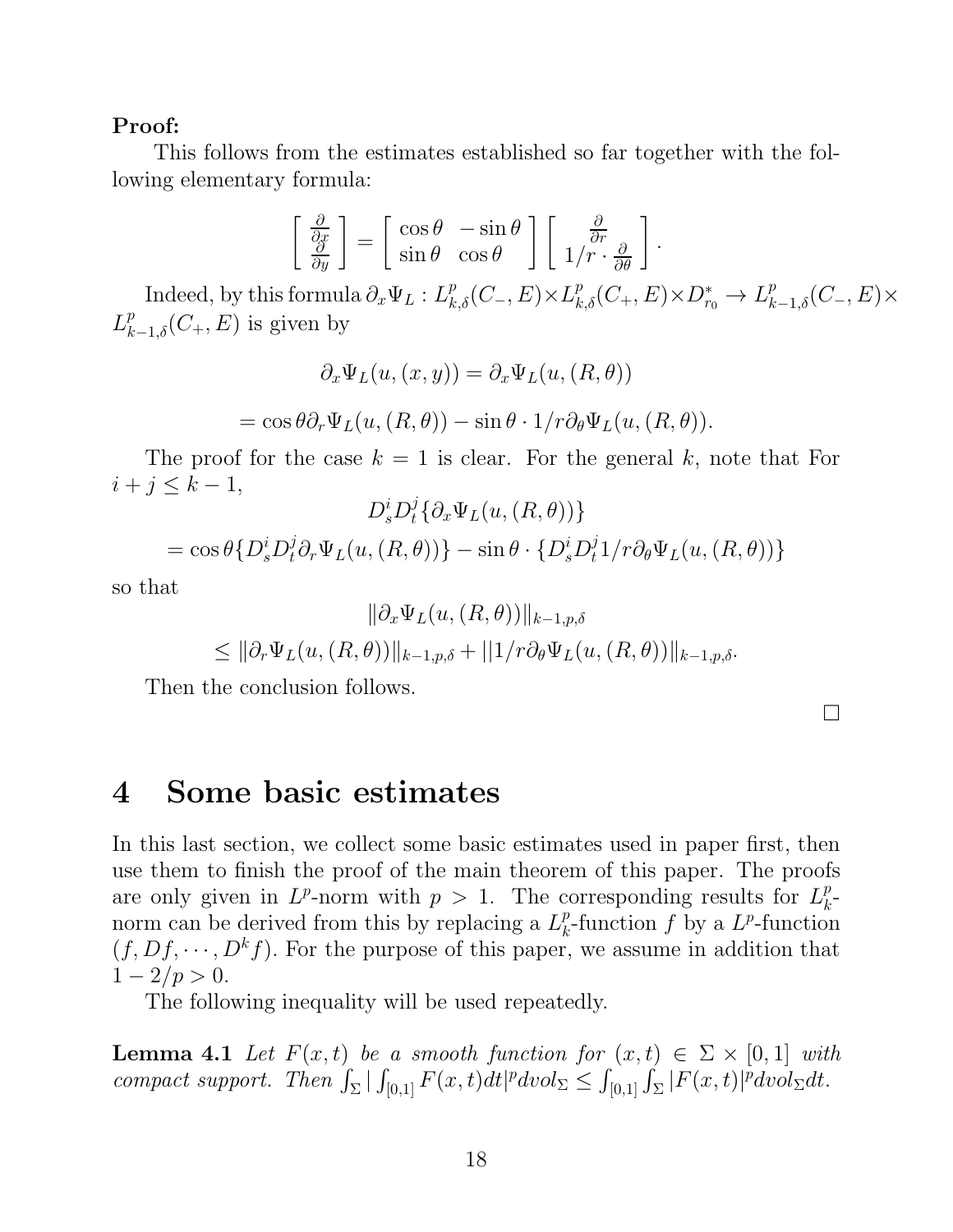**Proof:**

This follows from the estimates established so far together with the following elementary formula:

$$\left[\begin{array}{c} \frac{\partial}{\partial x} \\ \frac{\partial}{\partial y} \end{array}\right] = \left[\begin{array}{cc} \cos\theta & -\sin\theta \\ \sin\theta & \cos\theta \end{array}\right] \left[\begin{array}{c} \frac{\partial}{\partial r} \\ 1/r \cdot \frac{\partial}{\partial \theta} \end{array}\right].$$

Indeed, by this formula $\partial_x \Psi_L : L^p_{k,\delta}(C_-, E) \times L^p_{k,\delta}(C_+, E) \times D^*_{r_0} \to L^p_{k-1,\delta}(C_-, E) \times L^p_{k-1,\delta}(C_+, E)$ is given by

$$\partial_x \Psi_L(u, (x, y)) = \partial_x \Psi_L(u, (R, \theta))$$

$$= \cos\theta \partial_r \Psi_L(u, (R, \theta)) - \sin\theta \cdot 1/r \partial_\theta \Psi_L(u, (R, \theta)).$$

The proof for the case $k = 1$ is clear. For the general $k$, note that For $i + j \leq k - 1$,

$$D^i_s D^j_t \{\partial_x \Psi_L(u, (R, \theta))\}$$

$$= \cos\theta \{D^i_s D^j_t \partial_r \Psi_L(u, (R, \theta))\} - \sin\theta \cdot \{D^i_s D^j_t 1/r \partial_\theta \Psi_L(u, (R, \theta))\}$$

so that

$$\|\partial_x \Psi_L(u, (R, \theta))\|_{k-1,p,\delta}$$

$$\leq \|\partial_r \Psi_L(u, (R, \theta))\|_{k-1,p,\delta} + ||1/r \partial_\theta \Psi_L(u, (R, \theta))\|_{k-1,p,\delta}.$$

Then the conclusion follows.

□

# 4 Some basic estimates

In this last section, we collect some basic estimates used in paper first, then use them to finish the proof of the main theorem of this paper. The proofs are only given in $L^p$-norm with $p > 1$. The corresponding results for $L^p_k$-norm can be derived from this by replacing a $L^p_k$-function $f$ by a $L^p$-function $(f, Df, \cdots, D^k f)$. For the purpose of this paper, we assume in addition that $1 - 2/p > 0$.

The following inequality will be used repeatedly.

**Lemma 4.1** *Let $F(x, t)$ be a smooth function for $(x, t) \in \Sigma \times [0, 1]$ with compact support. Then $\int_\Sigma |\int_{[0,1]} F(x, t) dt|^p dvol_\Sigma \leq \int_{[0,1]} \int_\Sigma |F(x, t)|^p dvol_\Sigma dt$.*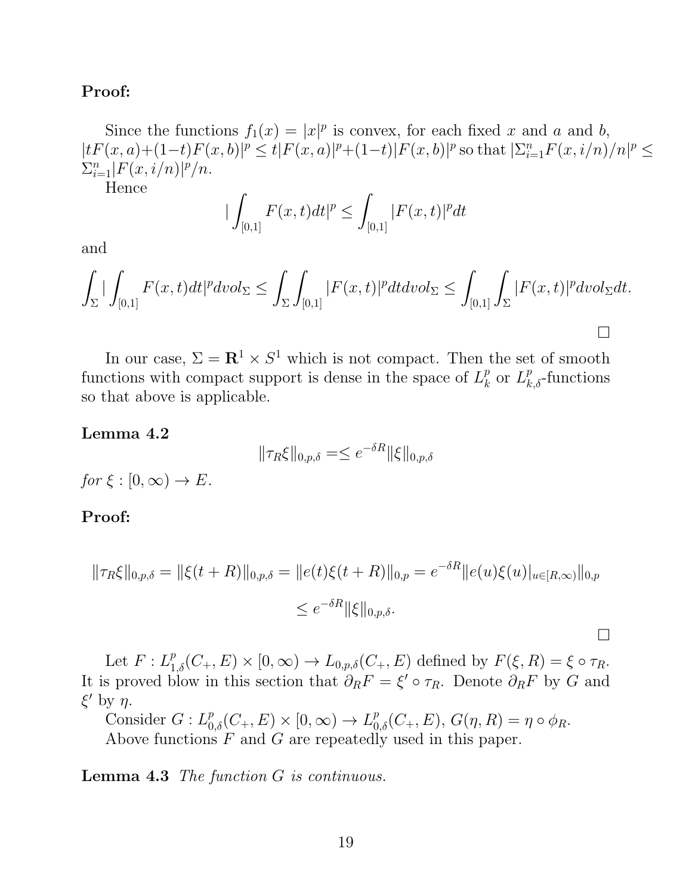**Proof:**

Since the functions $f_1(x) = |x|^p$ is convex, for each fixed $x$ and $a$ and $b$, $|tF(x,a)+(1-t)F(x,b)|^p \leq t|F(x,a)|^p+(1-t)|F(x,b)|^p$ so that $|\Sigma_{i=1}^n F(x,i/n)/n|^p \leq \Sigma_{i=1}^n |F(x,i/n)|^p/n$.

Hence

$$|\int_{[0,1]} F(x,t)dt|^p \leq \int_{[0,1]} |F(x,t)|^p dt$$

and

$$\int_\Sigma |\int_{[0,1]} F(x,t)dt|^p dvol_\Sigma \leq \int_\Sigma \int_{[0,1]} |F(x,t)|^p dt dvol_\Sigma \leq \int_{[0,1]} \int_\Sigma |F(x,t)|^p dvol_\Sigma dt.$$

□

In our case, $\Sigma = \mathbf{R}^1 \times S^1$ which is not compact. Then the set of smooth functions with compact support is dense in the space of $L^p_k$ or $L^p_{k,\delta}$-functions so that above is applicable.

**Lemma 4.2**

$$\|\tau_R \xi\|_{0,p,\delta} =\leq e^{-\delta R}\|\xi\|_{0,p,\delta}$$

*for* $\xi : [0,\infty) \to E$.

**Proof:**

$$\|\tau_R\xi\|_{0,p,\delta} = \|\xi(t+R)\|_{0,p,\delta} = \|e(t)\xi(t+R)\|_{0,p} = e^{-\delta R}\|e(u)\xi(u)|_{u\in[R,\infty)}\|_{0,p}$$

$$\leq e^{-\delta R}\|\xi\|_{0,p,\delta}.$$

□

Let $F : L^p_{1,\delta}(C_+, E) \times [0,\infty) \to L_{0,p,\delta}(C_+, E)$ defined by $F(\xi, R) = \xi \circ \tau_R$. It is proved blow in this section that $\partial_R F = \xi' \circ \tau_R$. Denote $\partial_R F$ by $G$ and $\xi'$ by $\eta$.

Consider $G : L^p_{0,\delta}(C_+, E) \times [0,\infty) \to L^p_{0,\delta}(C_+, E)$, $G(\eta, R) = \eta \circ \phi_R$.

Above functions $F$ and $G$ are repeatedly used in this paper.

**Lemma 4.3** *The function $G$ is continuous.*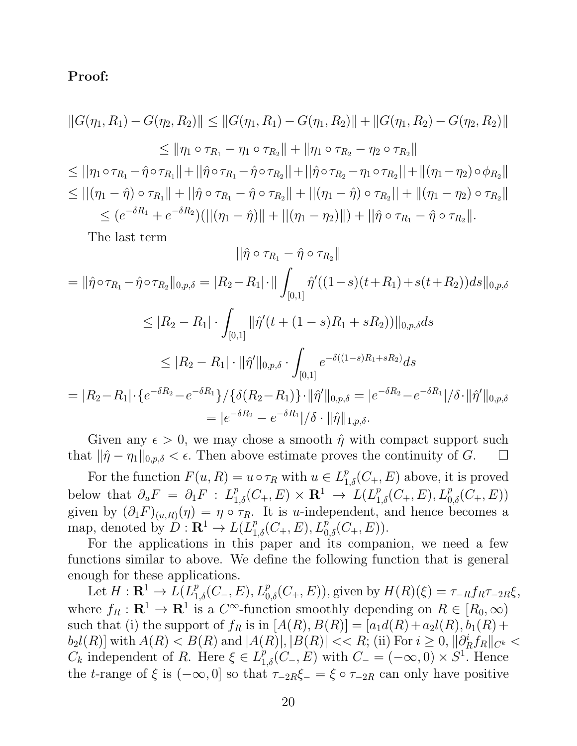**Proof:**

$$\|G(\eta_1, R_1) - G(\eta_2, R_2)\| \leq \|G(\eta_1, R_1) - G(\eta_1, R_2)\| + \|G(\eta_1, R_2) - G(\eta_2, R_2)\|$$

$$\leq \|\eta_1 \circ \tau_{R_1} - \eta_1 \circ \tau_{R_2}\| + \|\eta_1 \circ \tau_{R_2} - \eta_2 \circ \tau_{R_2}\|$$

$$\leq ||\eta_1 \circ \tau_{R_1} - \hat{\eta} \circ \tau_{R_1}|| + ||\hat{\eta} \circ \tau_{R_1} - \hat{\eta} \circ \tau_{R_2}|| + ||\hat{\eta} \circ \tau_{R_2} - \eta_1 \circ \tau_{R_2}|| + \|(\eta_1 - \eta_2) \circ \phi_{R_2}\|$$

$$\leq ||(\eta_1 - \hat{\eta}) \circ \tau_{R_1}|| + ||\hat{\eta} \circ \tau_{R_1} - \hat{\eta} \circ \tau_{R_2}|| + ||(\eta_1 - \hat{\eta}) \circ \tau_{R_2}|| + \|(\eta_1 - \eta_2) \circ \tau_{R_2}\|$$

$$\leq (e^{-\delta R_1} + e^{-\delta R_2})(||(\eta_1 - \hat{\eta})|| + ||(\eta_1 - \eta_2)||) + ||\hat{\eta} \circ \tau_{R_1} - \hat{\eta} \circ \tau_{R_2}||.$$

The last term

$$||\hat{\eta} \circ \tau_{R_1} - \hat{\eta} \circ \tau_{R_2}||$$

$$= \|\hat{\eta} \circ \tau_{R_1} - \hat{\eta} \circ \tau_{R_2}\|_{0,p,\delta} = |R_2 - R_1| \cdot \| \int_{[0,1]} \hat{\eta}'((1-s)(t+R_1) + s(t+R_2))ds\|_{0,p,\delta}$$

$$\leq |R_2 - R_1| \cdot \int_{[0,1]} \|\hat{\eta}'(t + (1-s)R_1 + sR_2))\|_{0,p,\delta} ds$$

$$\leq |R_2 - R_1| \cdot \|\hat{\eta}'\|_{0,p,\delta} \cdot \int_{[0,1]} e^{-\delta((1-s)R_1 + sR_2)} ds$$

$$= |R_2 - R_1| \cdot \{e^{-\delta R_2} - e^{-\delta R_1}\}/\{\delta(R_2 - R_1)\} \cdot \|\hat{\eta}'\|_{0,p,\delta} = |e^{-\delta R_2} - e^{-\delta R_1}|/\delta \cdot \|\hat{\eta}'\|_{0,p,\delta}$$

$$= |e^{-\delta R_2} - e^{-\delta R_1}|/\delta \cdot \|\hat{\eta}\|_{1,p,\delta}.$$

Given any $\epsilon > 0$, we may chose a smooth $\hat{\eta}$ with compact support such that $\|\hat{\eta} - \eta_1\|_{0,p,\delta} < \epsilon$. Then above estimate proves the continuity of $G$. $\square$

For the function $F(u, R) = u \circ \tau_R$ with $u \in L^p_{1,\delta}(C_+, E)$ above, it is proved below that $\partial_u F = \partial_1 F : L^p_{1,\delta}(C_+, E) \times \mathbf{R}^1 \to L(L^p_{1,\delta}(C_+, E), L^p_{0,\delta}(C_+, E))$ given by $(\partial_1 F)_{(u,R)}(\eta) = \eta \circ \tau_R$. It is $u$-independent, and hence becomes a map, denoted by $D : \mathbf{R}^1 \to L(L^p_{1,\delta}(C_+, E), L^p_{0,\delta}(C_+, E))$.

For the applications in this paper and its companion, we need a few functions similar to above. We define the following function that is general enough for these applications.

Let $H : \mathbf{R}^1 \to L(L^p_{1,\delta}(C_-, E), L^p_{0,\delta}(C_+, E))$, given by $H(R)(\xi) = \tau_{-R} f_R \tau_{-2R} \xi$, where $f_R : \mathbf{R}^1 \to \mathbf{R}^1$ is a $C^\infty$-function smoothly depending on $R \in [R_0, \infty)$ such that (i) the support of $f_R$ is in $[A(R), B(R)] = [a_1 d(R) + a_2 l(R), b_1(R) + b_2 l(R)]$ with $A(R) < B(R)$ and $|A(R)|, |B(R)| << R$; (ii) For $i \geq 0$, $\|\partial^i_R f_R\|_{C^k} < C_k$ independent of $R$. Here $\xi \in L^p_{1,\delta}(C_-, E)$ with $C_- = (-\infty, 0) \times S^1$. Hence the $t$-range of $\xi$ is $(-\infty, 0]$ so that $\tau_{-2R}\xi_- = \xi \circ \tau_{-2R}$ can only have positive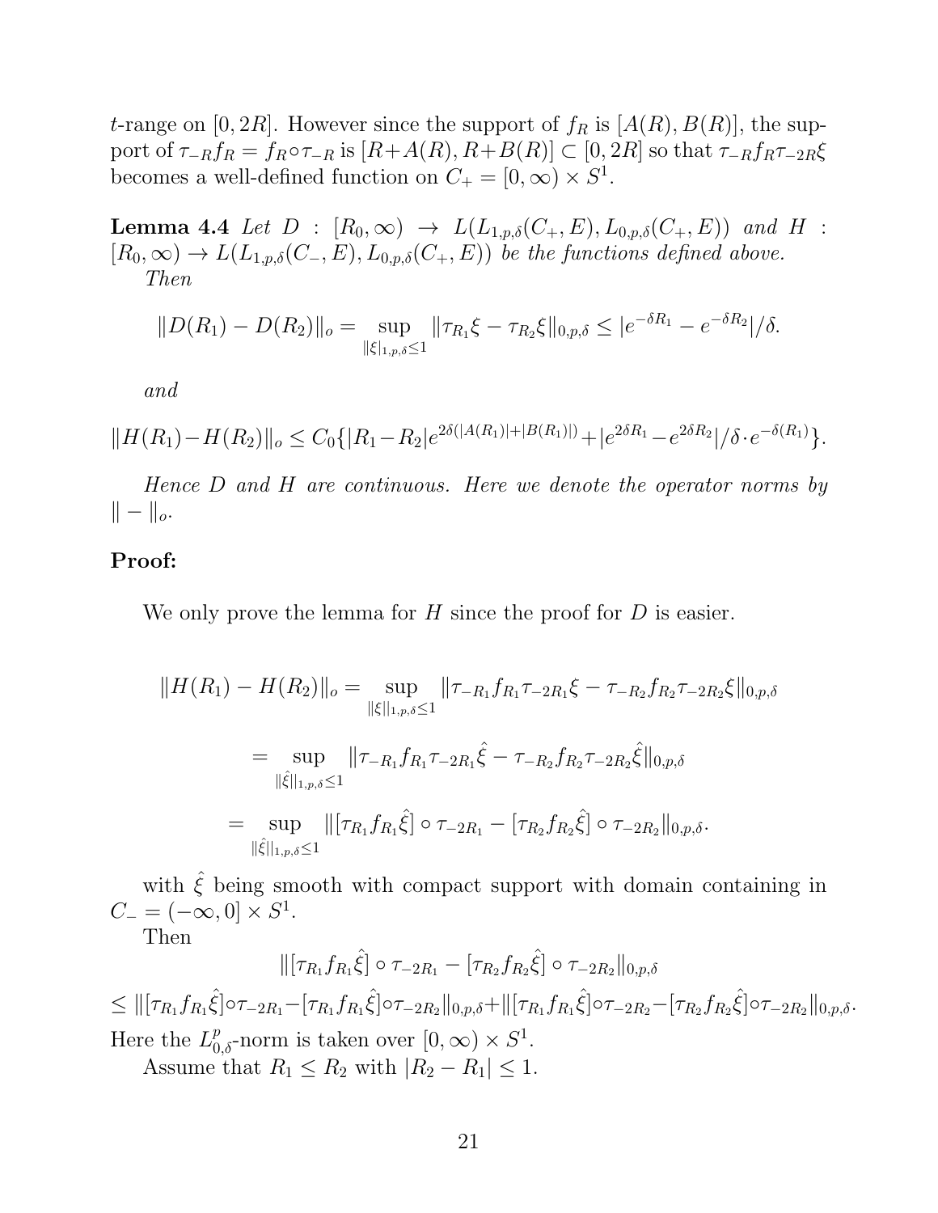$t$-range on $[0, 2R]$. However since the support of $f_R$ is $[A(R), B(R)]$, the support of $\tau_{-R} f_R = f_R \circ \tau_{-R}$ is $[R + A(R), R + B(R)] \subset [0, 2R]$ so that $\tau_{-R} f_R \tau_{-2R} \xi$ becomes a well-defined function on $C_+ = [0, \infty) \times S^1$.

**Lemma 4.4** *Let $D : [R_0, \infty) \to L(L_{1,p,\delta}(C_+, E), L_{0,p,\delta}(C_+, E))$ and $H : [R_0, \infty) \to L(L_{1,p,\delta}(C_-, E), L_{0,p,\delta}(C_+, E))$ be the functions defined above.*

*Then*

$$\|D(R_1) - D(R_2)\|_o = \sup_{\|\xi|_{1,p,\delta} \leq 1} \|\tau_{R_1} \xi - \tau_{R_2} \xi\|_{0,p,\delta} \leq |e^{-\delta R_1} - e^{-\delta R_2}|/\delta.$$

*and*

$$\|H(R_1) - H(R_2)\|_o \leq C_0 \{|R_1 - R_2| e^{2\delta(|A(R_1)| + |B(R_1)|)} + |e^{2\delta R_1} - e^{2\delta R_2}|/\delta \cdot e^{-\delta(R_1)}\}.$$

*Hence $D$ and $H$ are continuous. Here we denote the operator norms by $\| - \|_o$.*

**Proof:**

We only prove the lemma for $H$ since the proof for $D$ is easier.

$$\|H(R_1) - H(R_2)\|_o = \sup_{\|\xi\|_{1,p,\delta} \leq 1} \|\tau_{-R_1} f_{R_1} \tau_{-2R_1} \xi - \tau_{-R_2} f_{R_2} \tau_{-2R_2} \xi\|_{0,p,\delta}$$

$$= \sup_{\|\hat{\xi}\|_{1,p,\delta} \leq 1} \|\tau_{-R_1} f_{R_1} \tau_{-2R_1} \hat{\xi} - \tau_{-R_2} f_{R_2} \tau_{-2R_2} \hat{\xi}\|_{0,p,\delta}$$

$$= \sup_{\|\hat{\xi}\|_{1,p,\delta} \leq 1} \|[\tau_{R_1} f_{R_1} \hat{\xi}] \circ \tau_{-2R_1} - [\tau_{R_2} f_{R_2} \hat{\xi}] \circ \tau_{-2R_2}\|_{0,p,\delta}.$$

with $\hat{\xi}$ being smooth with compact support with domain containing in $C_- = (-\infty, 0] \times S^1$.

Then

$$\|[\tau_{R_1} f_{R_1} \hat{\xi}] \circ \tau_{-2R_1} - [\tau_{R_2} f_{R_2} \hat{\xi}] \circ \tau_{-2R_2}\|_{0,p,\delta}$$

$$\leq \|[\tau_{R_1} f_{R_1} \hat{\xi}] \circ \tau_{-2R_1} - [\tau_{R_1} f_{R_1} \hat{\xi}] \circ \tau_{-2R_2}\|_{0,p,\delta} + \|[\tau_{R_1} f_{R_1} \hat{\xi}] \circ \tau_{-2R_2} - [\tau_{R_2} f_{R_2} \hat{\xi}] \circ \tau_{-2R_2}\|_{0,p,\delta}.$$

Here the $L^p_{0,\delta}$-norm is taken over $[0, \infty) \times S^1$.

Assume that $R_1 \leq R_2$ with $|R_2 - R_1| \leq 1$.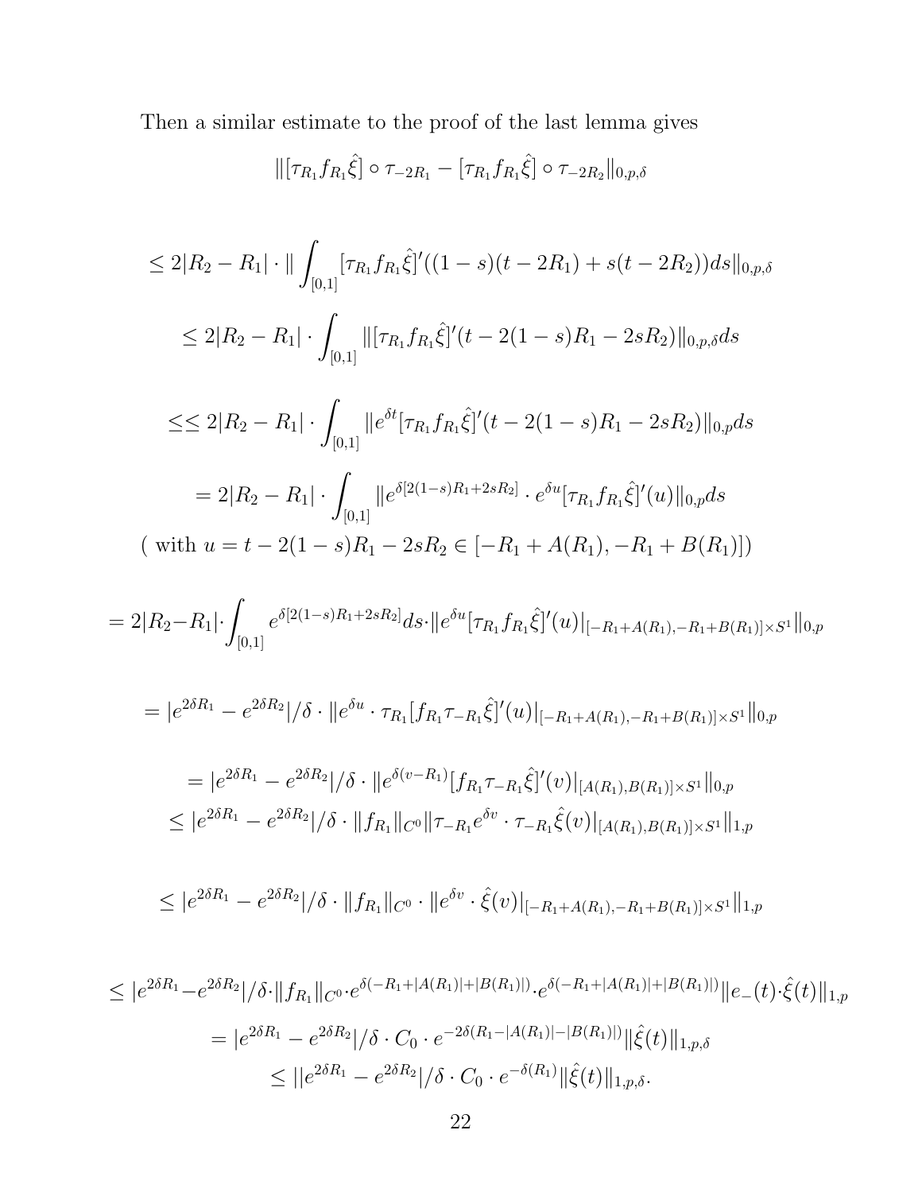Then a similar estimate to the proof of the last lemma gives

$$\|[\tau_{R_1} f_{R_1}\hat{\xi}] \circ \tau_{-2R_1} - [\tau_{R_1} f_{R_1}\hat{\xi}] \circ \tau_{-2R_2}\|_{0,p,\delta}$$

$$\leq 2|R_2 - R_1| \cdot \| \int_{[0,1]} [\tau_{R_1} f_{R_1}\hat{\xi}]'((1-s)(t-2R_1) + s(t-2R_2))ds\|_{0,p,\delta}$$

$$\leq 2|R_2 - R_1| \cdot \int_{[0,1]} \|[\tau_{R_1} f_{R_1}\hat{\xi}]'(t - 2(1-s)R_1 - 2sR_2)\|_{0,p,\delta} ds$$

$$\leq\leq 2|R_2 - R_1| \cdot \int_{[0,1]} \|e^{\delta t}[\tau_{R_1} f_{R_1}\hat{\xi}]'(t - 2(1-s)R_1 - 2sR_2)\|_{0,p} ds$$

$$= 2|R_2 - R_1| \cdot \int_{[0,1]} \|e^{\delta[2(1-s)R_1 + 2sR_2]} \cdot e^{\delta u}[\tau_{R_1} f_{R_1}\hat{\xi}]'(u)\|_{0,p} ds$$

( with $u = t - 2(1-s)R_1 - 2sR_2 \in [-R_1 + A(R_1), -R_1 + B(R_1)]$)

$$= 2|R_2 - R_1| \cdot \int_{[0,1]} e^{\delta[2(1-s)R_1 + 2sR_2]} ds \cdot \|e^{\delta u}[\tau_{R_1} f_{R_1}\hat{\xi}]'(u)|_{[-R_1+A(R_1), -R_1+B(R_1)]\times S^1}\|_{0,p}$$

$$= |e^{2\delta R_1} - e^{2\delta R_2}|/\delta \cdot \|e^{\delta u} \cdot \tau_{R_1}[f_{R_1}\tau_{-R_1}\hat{\xi}]'(u)|_{[-R_1+A(R_1), -R_1+B(R_1)]\times S^1}\|_{0,p}$$

$$= |e^{2\delta R_1} - e^{2\delta R_2}|/\delta \cdot \|e^{\delta(v-R_1)}[f_{R_1}\tau_{-R_1}\hat{\xi}]'(v)|_{[A(R_1), B(R_1)]\times S^1}\|_{0,p}$$

$$\leq |e^{2\delta R_1} - e^{2\delta R_2}|/\delta \cdot \|f_{R_1}\|_{C^0}\|\tau_{-R_1}e^{\delta v} \cdot \tau_{-R_1}\hat{\xi}(v)|_{[A(R_1), B(R_1)]\times S^1}\|_{1,p}$$

$$\leq |e^{2\delta R_1} - e^{2\delta R_2}|/\delta \cdot \|f_{R_1}\|_{C^0} \cdot \|e^{\delta v} \cdot \hat{\xi}(v)|_{[-R_1+A(R_1), -R_1+B(R_1)]\times S^1}\|_{1,p}$$

$$\leq |e^{2\delta R_1} - e^{2\delta R_2}|/\delta \cdot \|f_{R_1}\|_{C^0} \cdot e^{\delta(-R_1+|A(R_1)|+|B(R_1)|)} \cdot e^{\delta(-R_1+|A(R_1)|+|B(R_1)|)}\|e_-(t) \cdot \hat{\xi}(t)\|_{1,p}$$

$$= |e^{2\delta R_1} - e^{2\delta R_2}|/\delta \cdot C_0 \cdot e^{-2\delta(R_1 - |A(R_1)| - |B(R_1)|)}\|\hat{\xi}(t)\|_{1,p,\delta}$$

$$\leq ||e^{2\delta R_1} - e^{2\delta R_2}|/\delta \cdot C_0 \cdot e^{-\delta(R_1)}\|\hat{\xi}(t)\|_{1,p,\delta}.$$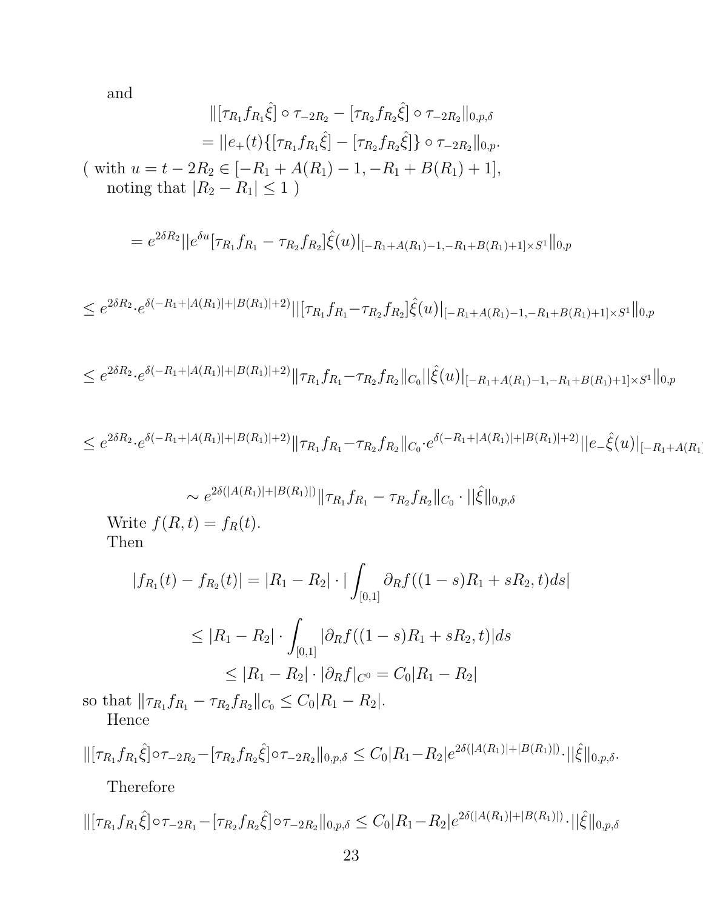and

$$\|[\tau_{R_1} f_{R_1} \hat{\xi}] \circ \tau_{-2R_2} - [\tau_{R_2} f_{R_2} \hat{\xi}] \circ \tau_{-2R_2}\|_{0,p,\delta}$$

$$= ||e_+(t)\{[\tau_{R_1} f_{R_1} \hat{\xi}] - [\tau_{R_2} f_{R_2} \hat{\xi}]\} \circ \tau_{-2R_2}\|_{0,p}.$$

( with $u = t - 2R_2 \in [-R_1 + A(R_1) - 1, -R_1 + B(R_1) + 1]$,
noting that $|R_2 - R_1| \leq 1$ )

$$= e^{2\delta R_2} ||e^{\delta u}[\tau_{R_1} f_{R_1} - \tau_{R_2} f_{R_2}]\hat{\xi}(u)|_{[-R_1+A(R_1)-1,-R_1+B(R_1)+1]\times S^1}\|_{0,p}$$

$$\leq e^{2\delta R_2} \cdot e^{\delta(-R_1+|A(R_1)|+|B(R_1)|+2)} ||[\tau_{R_1} f_{R_1} - \tau_{R_2} f_{R_2}]\hat{\xi}(u)|_{[-R_1+A(R_1)-1,-R_1+B(R_1)+1]\times S^1}\|_{0,p}$$

$$\leq e^{2\delta R_2} \cdot e^{\delta(-R_1+|A(R_1)|+|B(R_1)|+2)} \|\tau_{R_1} f_{R_1} - \tau_{R_2} f_{R_2}\|_{C_0} ||\hat{\xi}(u)|_{[-R_1+A(R_1)-1,-R_1+B(R_1)+1]\times S^1}\|_{0,p}$$

$$\leq e^{2\delta R_2} \cdot e^{\delta(-R_1+|A(R_1)|+|B(R_1)|+2)} \|\tau_{R_1} f_{R_1} - \tau_{R_2} f_{R_2}\|_{C_0} \cdot e^{\delta(-R_1+|A(R_1)|+|B(R_1)|+2)} ||e_- \hat{\xi}(u)|_{[-R_1+A(R_1)}$$

$$\sim e^{2\delta(|A(R_1)|+|B(R_1)|)} \|\tau_{R_1} f_{R_1} - \tau_{R_2} f_{R_2}\|_{C_0} \cdot ||\hat{\xi}\|_{0,p,\delta}$$

Write $f(R, t) = f_R(t)$.
Then

$$|f_{R_1}(t) - f_{R_2}(t)| = |R_1 - R_2| \cdot |\int_{[0,1]} \partial_R f((1-s)R_1 + sR_2, t) ds|$$

$$\leq |R_1 - R_2| \cdot \int_{[0,1]} |\partial_R f((1-s)R_1 + sR_2, t)| ds$$

$$\leq |R_1 - R_2| \cdot |\partial_R f|_{C^0} = C_0 |R_1 - R_2|$$

so that $\|\tau_{R_1} f_{R_1} - \tau_{R_2} f_{R_2}\|_{C_0} \leq C_0 |R_1 - R_2|$.
Hence

$$\|[\tau_{R_1} f_{R_1} \hat{\xi}] \circ \tau_{-2R_2} - [\tau_{R_2} f_{R_2} \hat{\xi}] \circ \tau_{-2R_2}\|_{0,p,\delta} \leq C_0 |R_1 - R_2| e^{2\delta(|A(R_1)|+|B(R_1)|)} \cdot ||\hat{\xi}\|_{0,p,\delta}.$$

Therefore

$$\|[\tau_{R_1} f_{R_1} \hat{\xi}] \circ \tau_{-2R_1} - [\tau_{R_2} f_{R_2} \hat{\xi}] \circ \tau_{-2R_2}\|_{0,p,\delta} \leq C_0 |R_1 - R_2| e^{2\delta(|A(R_1)|+|B(R_1)|)} \cdot ||\hat{\xi}\|_{0,p,\delta}$$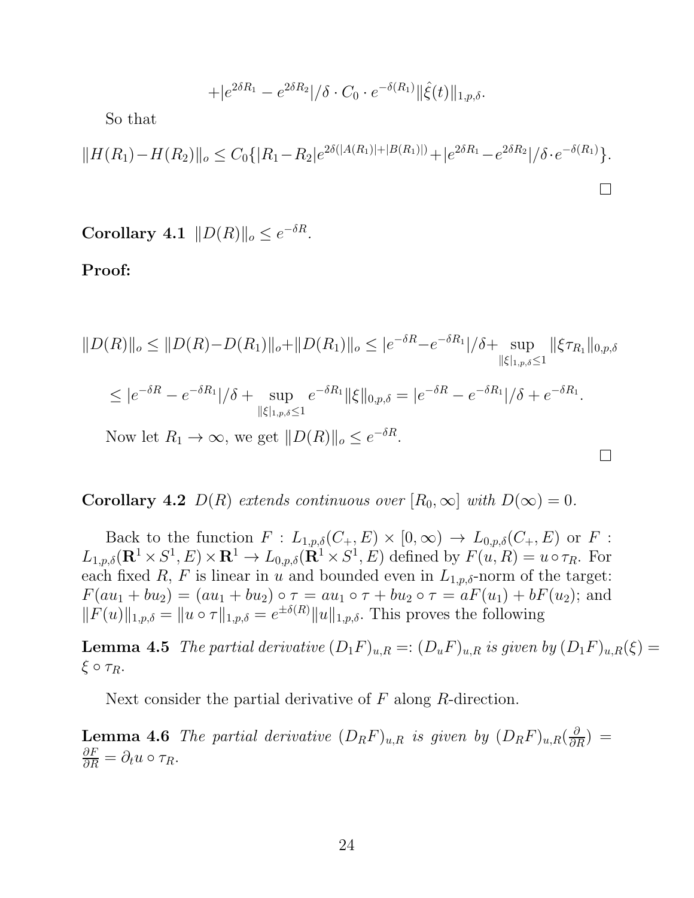$$+|e^{2\delta R_1} - e^{2\delta R_2}|/\delta \cdot C_0 \cdot e^{-\delta(R_1)} \|\hat{\xi}(t)\|_{1,p,\delta}.$$

So that

$$\|H(R_1) - H(R_2)\|_o \leq C_0\{|R_1 - R_2| e^{2\delta(|A(R_1)|+|B(R_1)|)} + |e^{2\delta R_1} - e^{2\delta R_2}|/\delta \cdot e^{-\delta(R_1)}\}.$$

□

**Corollary 4.1** $\|D(R)\|_o \leq e^{-\delta R}$.

**Proof:**

$$\|D(R)\|_o \leq \|D(R) - D(R_1)\|_o + \|D(R_1)\|_o \leq |e^{-\delta R} - e^{-\delta R_1}|/\delta + \sup_{\|\xi|_{1,p,\delta} \leq 1} \|\xi \tau_{R_1}\|_{0,p,\delta}$$

$$\leq |e^{-\delta R} - e^{-\delta R_1}|/\delta + \sup_{\|\xi|_{1,p,\delta} \leq 1} e^{-\delta R_1} \|\xi\|_{0,p,\delta} = |e^{-\delta R} - e^{-\delta R_1}|/\delta + e^{-\delta R_1}.$$

Now let $R_1 \to \infty$, we get $\|D(R)\|_o \leq e^{-\delta R}$.

□

**Corollary 4.2** *$D(R)$ extends continuous over $[R_0, \infty]$ with $D(\infty) = 0$.*

Back to the function $F : L_{1,p,\delta}(C_+, E) \times [0, \infty) \to L_{0,p,\delta}(C_+, E)$ or $F : L_{1,p,\delta}(\mathbf{R}^1 \times S^1, E) \times \mathbf{R}^1 \to L_{0,p,\delta}(\mathbf{R}^1 \times S^1, E)$ defined by $F(u, R) = u \circ \tau_R$. For each fixed $R$, $F$ is linear in $u$ and bounded even in $L_{1,p,\delta}$-norm of the target: $F(au_1 + bu_2) = (au_1 + bu_2) \circ \tau = au_1 \circ \tau + bu_2 \circ \tau = aF(u_1) + bF(u_2)$; and $\|F(u)\|_{1,p,\delta} = \|u \circ \tau\|_{1,p,\delta} = e^{\pm\delta(R)} \|u\|_{1,p,\delta}$. This proves the following

**Lemma 4.5** *The partial derivative $(D_1 F)_{u,R} =: (D_u F)_{u,R}$ is given by $(D_1 F)_{u,R}(\xi) = \xi \circ \tau_R$.*

Next consider the partial derivative of $F$ along $R$-direction.

**Lemma 4.6** *The partial derivative $(D_R F)_{u,R}$ is given by $(D_R F)_{u,R}(\frac{\partial}{\partial R}) = \frac{\partial F}{\partial R} = \partial_t u \circ \tau_R$.*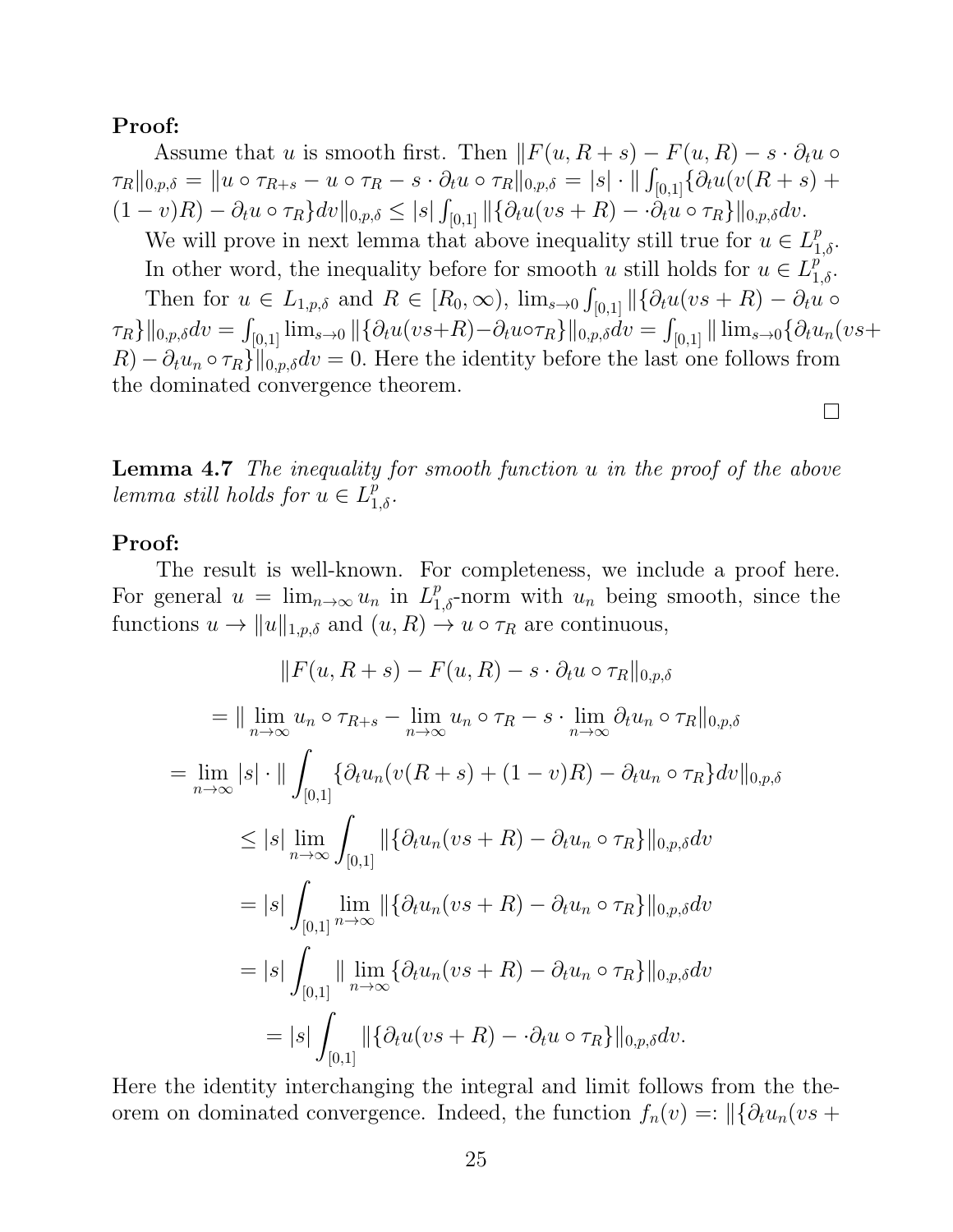**Proof:**

Assume that $u$ is smooth first. Then $\|F(u, R+s) - F(u,R) - s \cdot \partial_t u \circ \tau_R\|_{0,p,\delta} = \|u \circ \tau_{R+s} - u \circ \tau_R - s \cdot \partial_t u \circ \tau_R\|_{0,p,\delta} = |s| \cdot \| \int_{[0,1]} \{\partial_t u(v(R+s) + (1-v)R) - \partial_t u \circ \tau_R\} dv\|_{0,p,\delta} \leq |s| \int_{[0,1]} \|\{\partial_t u(vs+R) - \cdot \partial_t u \circ \tau_R\}\|_{0,p,\delta} dv$.

We will prove in next lemma that above inequality still true for $u \in L^p_{1,\delta}$.

In other word, the inequality before for smooth $u$ still holds for $u \in L^p_{1,\delta}$.

Then for $u \in L_{1,p,\delta}$ and $R \in [R_0, \infty)$, $\lim_{s \to 0} \int_{[0,1]} \|\{\partial_t u(vs+R) - \partial_t u \circ \tau_R\}\|_{0,p,\delta} dv = \int_{[0,1]} \lim_{s\to 0} \|\{\partial_t u(vs+R) - \partial_t u \circ \tau_R\}\|_{0,p,\delta} dv = \int_{[0,1]} \| \lim_{s \to 0}\{\partial_t u_n(vs+R) - \partial_t u_n \circ \tau_R\}\|_{0,p,\delta} dv = 0$. Here the identity before the last one follows from the dominated convergence theorem.

$\square$

**Lemma 4.7** *The inequality for smooth function $u$ in the proof of the above lemma still holds for $u \in L^p_{1,\delta}$.*

**Proof:**

The result is well-known. For completeness, we include a proof here. For general $u = \lim_{n\to\infty} u_n$ in $L^p_{1,\delta}$-norm with $u_n$ being smooth, since the functions $u \to \|u\|_{1,p,\delta}$ and $(u, R) \to u \circ \tau_R$ are continuous,

$$\|F(u, R+s) - F(u,R) - s \cdot \partial_t u \circ \tau_R\|_{0,p,\delta}$$

$$= \| \lim_{n\to\infty} u_n \circ \tau_{R+s} - \lim_{n\to\infty} u_n \circ \tau_R - s \cdot \lim_{n\to\infty} \partial_t u_n \circ \tau_R\|_{0,p,\delta}$$

$$= \lim_{n\to\infty} |s| \cdot \| \int_{[0,1]} \{\partial_t u_n(v(R+s) + (1-v)R) - \partial_t u_n \circ \tau_R\} dv\|_{0,p,\delta}$$

$$\leq |s| \lim_{n\to\infty} \int_{[0,1]} \|\{\partial_t u_n(vs+R) - \partial_t u_n \circ \tau_R\}\|_{0,p,\delta} dv$$

$$= |s| \int_{[0,1]} \lim_{n\to\infty} \|\{\partial_t u_n(vs+R) - \partial_t u_n \circ \tau_R\}\|_{0,p,\delta} dv$$

$$= |s| \int_{[0,1]} \| \lim_{n\to\infty} \{\partial_t u_n(vs+R) - \partial_t u_n \circ \tau_R\}\|_{0,p,\delta} dv$$

$$= |s| \int_{[0,1]} \|\{\partial_t u(vs+R) - \cdot \partial_t u \circ \tau_R\}\|_{0,p,\delta} dv.$$

Here the identity interchanging the integral and limit follows from the theorem on dominated convergence. Indeed, the function $f_n(v) =: \|\{\partial_t u_n(vs+$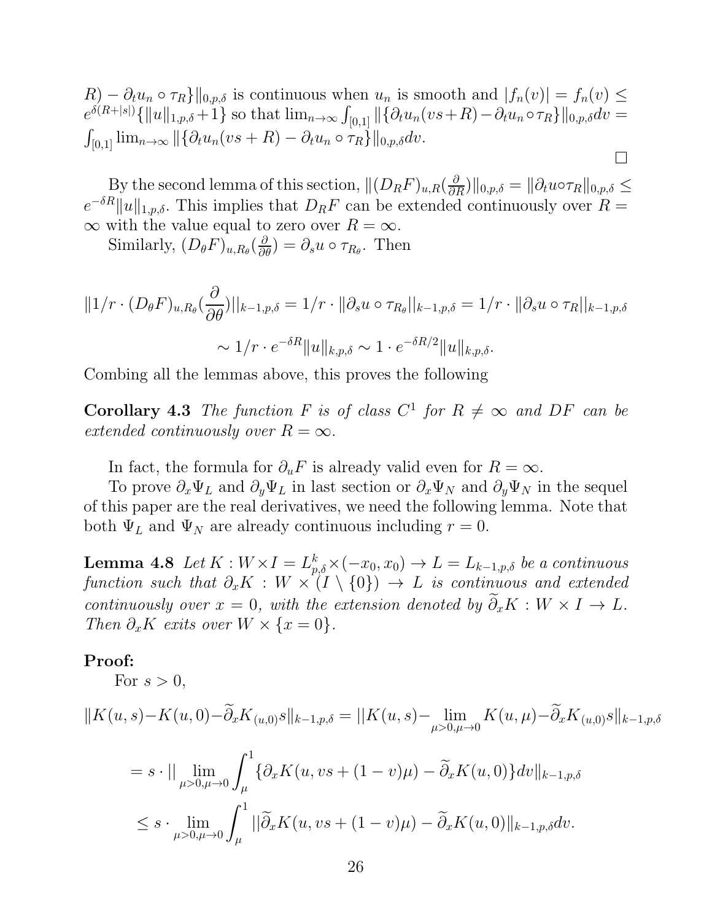$R) - \partial_t u_n \circ \tau_R\}\|_{0,p,\delta}$ is continuous when $u_n$ is smooth and $|f_n(v)| = f_n(v) \leq e^{\delta(R+|s|)}\{\|u\|_{1,p,\delta}+1\}$ so that $\lim_{n\to\infty}\int_{[0,1]}\|\{\partial_t u_n(vs+R) - \partial_t u_n \circ \tau_R\}\|_{0,p,\delta}dv = \int_{[0,1]}\lim_{n\to\infty}\|\{\partial_t u_n(vs+R) - \partial_t u_n \circ \tau_R\}\|_{0,p,\delta}dv$.

$\square$

By the second lemma of this section, $\|(D_R F)_{u,R}(\frac{\partial}{\partial R})\|_{0,p,\delta} = \|\partial_t u \circ \tau_R\|_{0,p,\delta} \leq e^{-\delta R}\|u\|_{1,p,\delta}$. This implies that $D_R F$ can be extended continuously over $R = \infty$ with the value equal to zero over $R = \infty$.

Similarly, $(D_\theta F)_{u,R_\theta}(\frac{\partial}{\partial \theta}) = \partial_s u \circ \tau_{R_\theta}$. Then

$$\|1/r \cdot (D_\theta F)_{u,R_\theta}(\frac{\partial}{\partial \theta})\|_{k-1,p,\delta} = 1/r \cdot \|\partial_s u \circ \tau_{R_\theta}\|_{k-1,p,\delta} = 1/r \cdot \|\partial_s u \circ \tau_R\|_{k-1,p,\delta}$$

$$\sim 1/r \cdot e^{-\delta R}\|u\|_{k,p,\delta} \sim 1 \cdot e^{-\delta R/2}\|u\|_{k,p,\delta}.$$

Combing all the lemmas above, this proves the following

**Corollary 4.3** *The function $F$ is of class $C^1$ for $R \neq \infty$ and $DF$ can be extended continuously over $R = \infty$.*

In fact, the formula for $\partial_u F$ is already valid even for $R = \infty$.

To prove $\partial_x \Psi_L$ and $\partial_y \Psi_L$ in last section or $\partial_x \Psi_N$ and $\partial_y \Psi_N$ in the sequel of this paper are the real derivatives, we need the following lemma. Note that both $\Psi_L$ and $\Psi_N$ are already continuous including $r = 0$.

**Lemma 4.8** *Let $K : W \times I = L^k_{p,\delta} \times (-x_0, x_0) \to L = L_{k-1,p,\delta}$ be a continuous function such that $\partial_x K : W \times (I \setminus \{0\}) \to L$ is continuous and extended continuously over $x = 0$, with the extension denoted by $\widetilde{\partial}_x K : W \times I \to L$. Then $\partial_x K$ exits over $W \times \{x = 0\}$.*

**Proof:**

For $s > 0$,

$$\|K(u,s) - K(u,0) - \widetilde{\partial}_x K_{(u,0)} s\|_{k-1,p,\delta} = \|K(u,s) - \lim_{\mu>0,\mu\to 0} K(u,\mu) - \widetilde{\partial}_x K_{(u,0)} s\|_{k-1,p,\delta}$$

$$= s \cdot \|\lim_{\mu>0,\mu\to 0}\int_\mu^1 \{\partial_x K(u, vs + (1-v)\mu) - \widetilde{\partial}_x K(u,0)\}dv\|_{k-1,p,\delta}$$

$$\leq s \cdot \lim_{\mu>0,\mu\to 0}\int_\mu^1 \|\widetilde{\partial}_x K(u, vs + (1-v)\mu) - \widetilde{\partial}_x K(u,0)\|_{k-1,p,\delta}dv.$$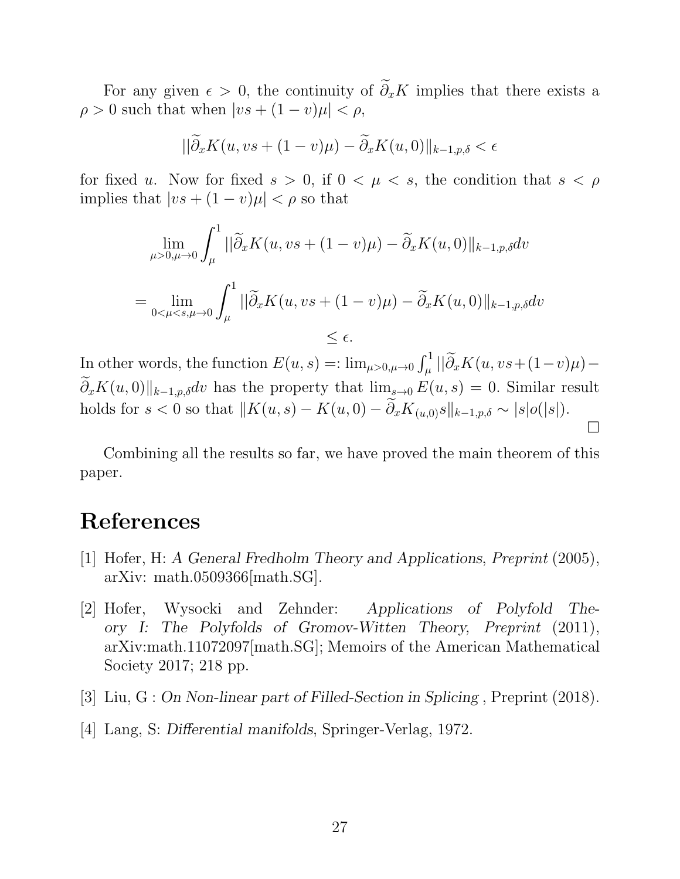For any given $\epsilon > 0$, the continuity of $\widetilde{\partial}_x K$ implies that there exists a $\rho > 0$ such that when $|vs + (1-v)\mu| < \rho$,

$$||\widetilde{\partial}_x K(u, vs + (1-v)\mu) - \widetilde{\partial}_x K(u,0)\|_{k-1,p,\delta} < \epsilon$$

for fixed $u$. Now for fixed $s > 0$, if $0 < \mu < s$, the condition that $s < \rho$ implies that $|vs + (1-v)\mu| < \rho$ so that

$$\lim_{\mu>0,\mu\to 0} \int_\mu^1 ||\widetilde{\partial}_x K(u, vs + (1-v)\mu) - \widetilde{\partial}_x K(u,0)\|_{k-1,p,\delta} dv$$

$$= \lim_{0<\mu<s,\mu\to 0} \int_\mu^1 ||\widetilde{\partial}_x K(u, vs + (1-v)\mu) - \widetilde{\partial}_x K(u,0)\|_{k-1,p,\delta} dv$$

$$\leq \epsilon.$$

In other words, the function $E(u,s) =: \lim_{\mu>0,\mu\to 0} \int_\mu^1 ||\widetilde{\partial}_x K(u, vs+(1-v)\mu) - \widetilde{\partial}_x K(u,0)\|_{k-1,p,\delta} dv$ has the property that $\lim_{s\to 0} E(u,s) = 0$. Similar result holds for $s < 0$ so that $\|K(u,s) - K(u,0) - \widetilde{\partial}_x K_{(u,0)} s\|_{k-1,p,\delta} \sim |s| o(|s|)$.

□

Combining all the results so far, we have proved the main theorem of this paper.

# References

[1] Hofer, H: *A General Fredholm Theory and Applications*, *Preprint* (2005), arXiv: math.0509366[math.SG].

[2] Hofer, Wysocki and Zehnder: *Applications of Polyfold Theory I: The Polyfolds of Gromov-Witten Theory, Preprint* (2011), arXiv:math.11072097[math.SG]; Memoirs of the American Mathematical Society 2017; 218 pp.

[3] Liu, G : *On Non-linear part of Filled-Section in Splicing* , Preprint (2018).

[4] Lang, S: *Differential manifolds*, Springer-Verlag, 1972.